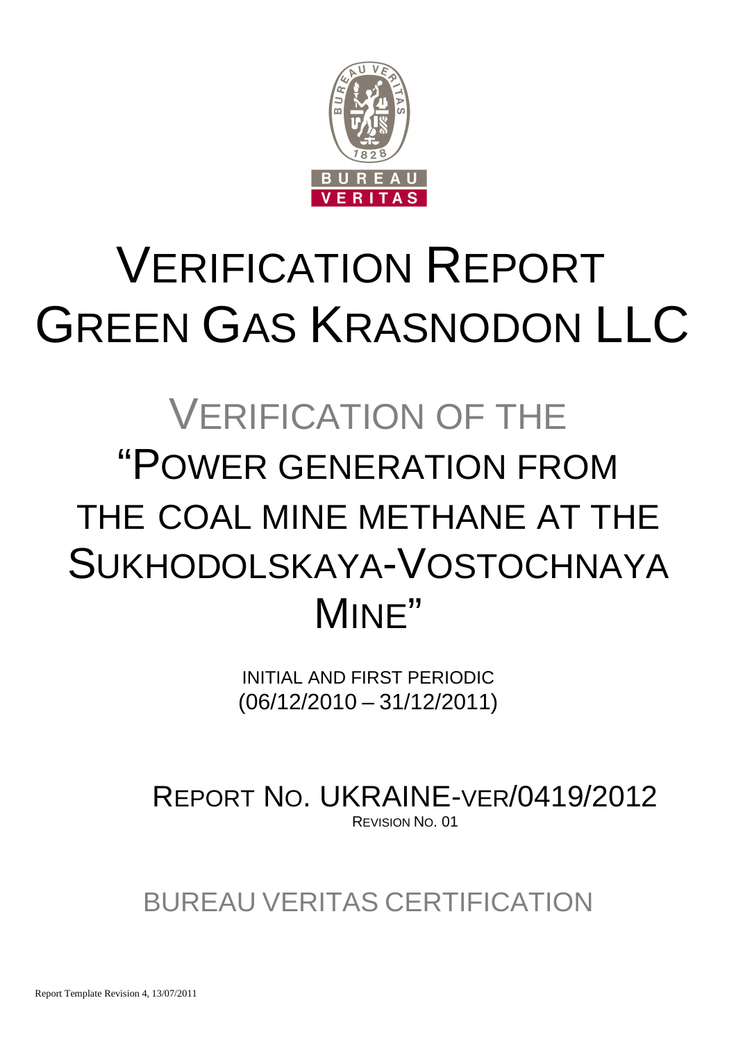# VERIFICATION REPORT GREEN GAS KRASNODON LLC

## VERIFICATION OF THE "POWER GENERATION FROM THE COAL MINE METHANE AT THE SUKHODOLSKAYA-VOSTOCHNAYA MINE"

INITIAL AND FIRST PERIODIC
(06/12/2010 – 31/12/2011)

REPORT NO. UKRAINE-VER/0419/2012
REVISION NO. 01

BUREAU VERITAS CERTIFICATION

Report Template Revision 4, 13/07/2011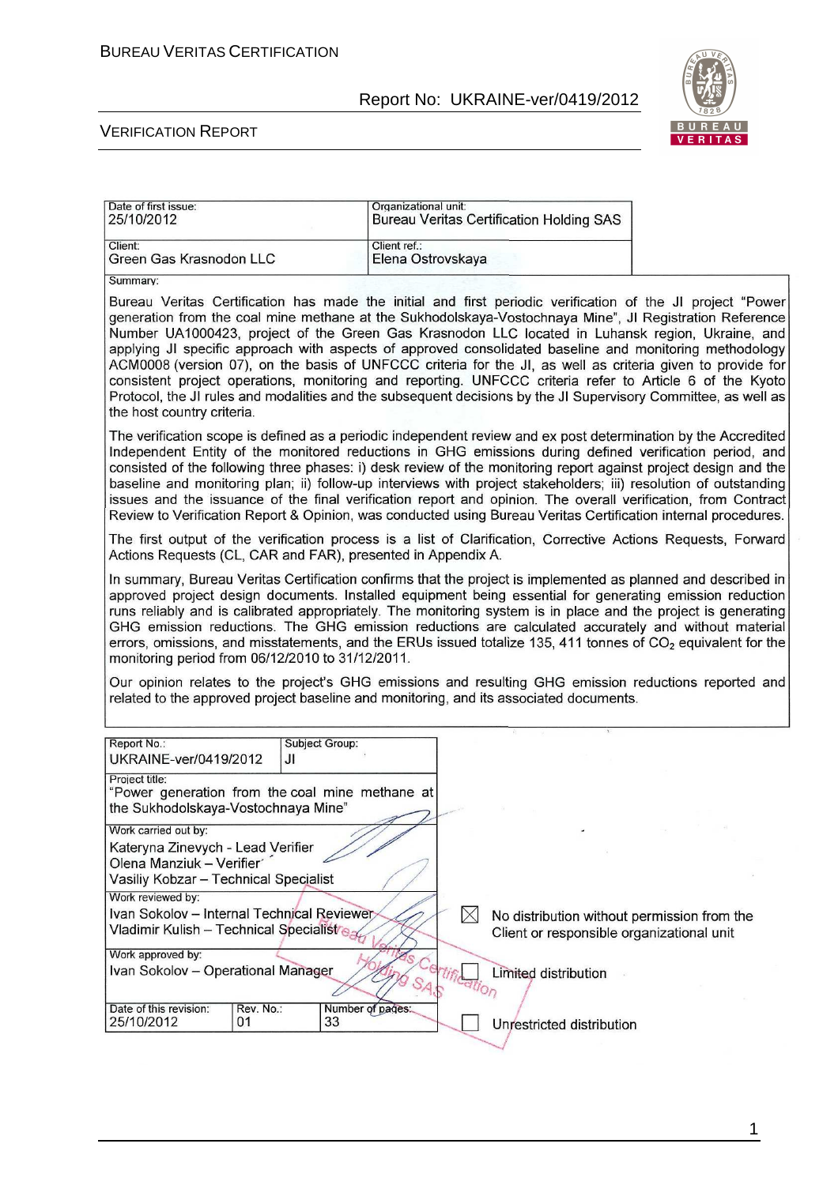| Date of first issue: 25/10/2012 | Organizational unit: Bureau Veritas Certification Holding SAS |
|---|---|
| Client: Green Gas Krasnodon LLC | Client ref.: Elena Ostrovskaya |

Summary:

Bureau Veritas Certification has made the initial and first periodic verification of the JI project "Power generation from the coal mine methane at the Sukhodolskaya-Vostochnaya Mine", JI Registration Reference Number UA1000423, project of the Green Gas Krasnodon LLC located in Luhansk region, Ukraine, and applying JI specific approach with aspects of approved consolidated baseline and monitoring methodology ACM0008 (version 07), on the basis of UNFCCC criteria for the JI, as well as criteria given to provide for consistent project operations, monitoring and reporting. UNFCCC criteria refer to Article 6 of the Kyoto Protocol, the JI rules and modalities and the subsequent decisions by the JI Supervisory Committee, as well as the host country criteria.

The verification scope is defined as a periodic independent review and ex post determination by the Accredited Independent Entity of the monitored reductions in GHG emissions during defined verification period, and consisted of the following three phases: i) desk review of the monitoring report against project design and the baseline and monitoring plan; ii) follow-up interviews with project stakeholders; iii) resolution of outstanding issues and the issuance of the final verification report and opinion. The overall verification, from Contract Review to Verification Report & Opinion, was conducted using Bureau Veritas Certification internal procedures.

The first output of the verification process is a list of Clarification, Corrective Actions Requests, Forward Actions Requests (CL, CAR and FAR), presented in Appendix A.

In summary, Bureau Veritas Certification confirms that the project is implemented as planned and described in approved project design documents. Installed equipment being essential for generating emission reduction runs reliably and is calibrated appropriately. The monitoring system is in place and the project is generating GHG emission reductions. The GHG emission reductions are calculated accurately and without material errors, omissions, and misstatements, and the ERUs issued totalize 135, 411 tonnes of $CO_2$ equivalent for the monitoring period from 06/12/2010 to 31/12/2011.

Our opinion relates to the project's GHG emissions and resulting GHG emission reductions reported and related to the approved project baseline and monitoring, and its associated documents.

| Report No.: UKRAINE-ver/0419/2012 | Subject Group: JI | |
|---|---|---|
| Project title: "Power generation from the coal mine methane at the Sukhodolskaya-Vostochnaya Mine" | | |
| Work carried out by: Kateryna Zinevych - Lead Verifier; Olena Manziuk – Verifier; Vasiliy Kobzar – Technical Specialist | | |
| Work reviewed by: Ivan Sokolov – Internal Technical Reviewer; Vladimir Kulish – Technical Specialist | | |
| Work approved by: Ivan Sokolov – Operational Manager | | |
| Date of this revision: 25/10/2012 | Rev. No.: 01 | Number of pages: 33 |

☒ No distribution without permission from the Client or responsible organizational unit

☐ Limited distribution

☐ Unrestricted distribution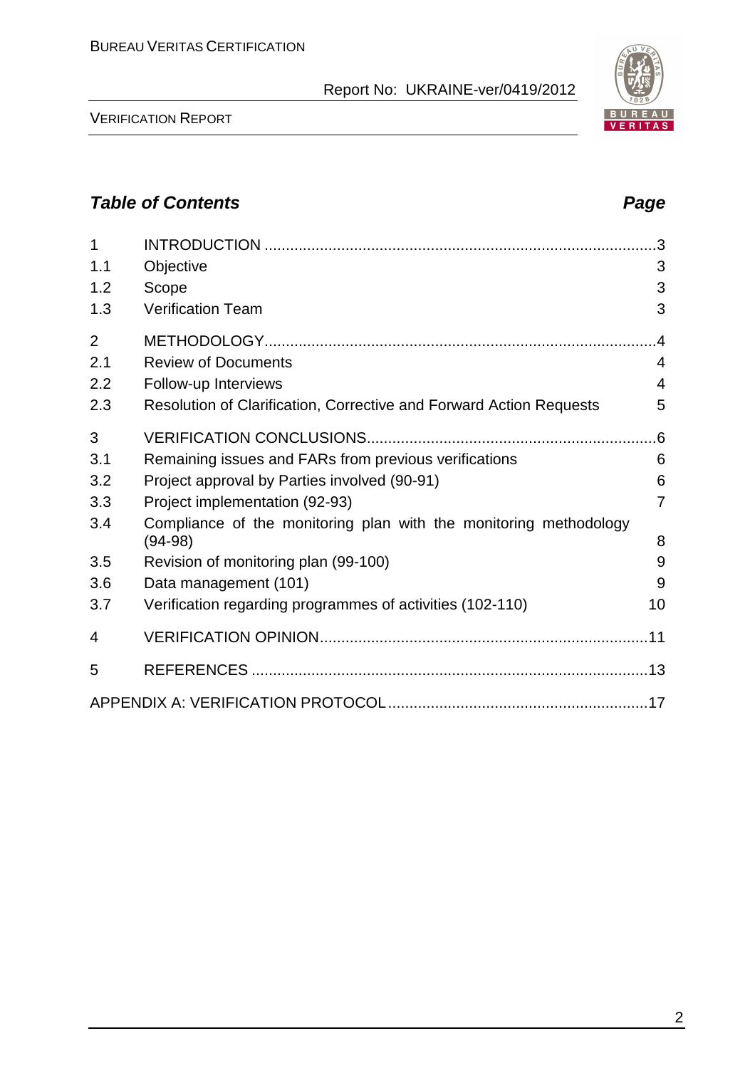## *Table of Contents* *Page*

| | | |
|---|---|---|
| 1 | INTRODUCTION | 3 |
| 1.1 | Objective | 3 |
| 1.2 | Scope | 3 |
| 1.3 | Verification Team | 3 |
| 2 | METHODOLOGY | 4 |
| 2.1 | Review of Documents | 4 |
| 2.2 | Follow-up Interviews | 4 |
| 2.3 | Resolution of Clarification, Corrective and Forward Action Requests | 5 |
| 3 | VERIFICATION CONCLUSIONS | 6 |
| 3.1 | Remaining issues and FARs from previous verifications | 6 |
| 3.2 | Project approval by Parties involved (90-91) | 6 |
| 3.3 | Project implementation (92-93) | 7 |
| 3.4 | Compliance of the monitoring plan with the monitoring methodology (94-98) | 8 |
| 3.5 | Revision of monitoring plan (99-100) | 9 |
| 3.6 | Data management (101) | 9 |
| 3.7 | Verification regarding programmes of activities (102-110) | 10 |
| 4 | VERIFICATION OPINION | 11 |
| 5 | REFERENCES | 13 |
| | APPENDIX A: VERIFICATION PROTOCOL | 17 |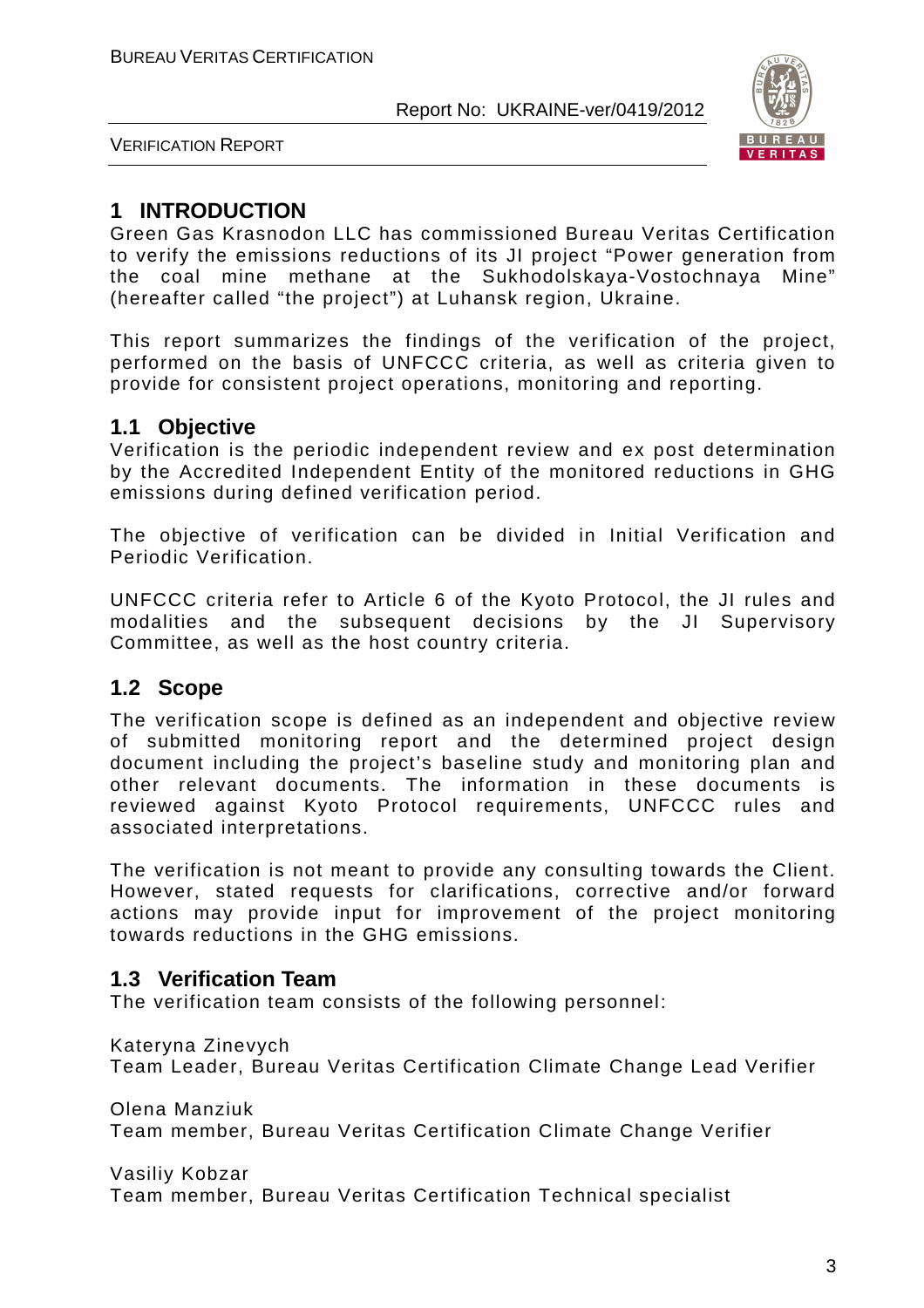# 1 INTRODUCTION

Green Gas Krasnodon LLC has commissioned Bureau Veritas Certification to verify the emissions reductions of its JI project "Power generation from the coal mine methane at the Sukhodolskaya-Vostochnaya Mine" (hereafter called "the project") at Luhansk region, Ukraine.

This report summarizes the findings of the verification of the project, performed on the basis of UNFCCC criteria, as well as criteria given to provide for consistent project operations, monitoring and reporting.

## 1.1 Objective

Verification is the periodic independent review and ex post determination by the Accredited Independent Entity of the monitored reductions in GHG emissions during defined verification period.

The objective of verification can be divided in Initial Verification and Periodic Verification.

UNFCCC criteria refer to Article 6 of the Kyoto Protocol, the JI rules and modalities and the subsequent decisions by the JI Supervisory Committee, as well as the host country criteria.

## 1.2 Scope

The verification scope is defined as an independent and objective review of submitted monitoring report and the determined project design document including the project's baseline study and monitoring plan and other relevant documents. The information in these documents is reviewed against Kyoto Protocol requirements, UNFCCC rules and associated interpretations.

The verification is not meant to provide any consulting towards the Client. However, stated requests for clarifications, corrective and/or forward actions may provide input for improvement of the project monitoring towards reductions in the GHG emissions.

## 1.3 Verification Team

The verification team consists of the following personnel:

Kateryna Zinevych
Team Leader, Bureau Veritas Certification Climate Change Lead Verifier

Olena Manziuk
Team member, Bureau Veritas Certification Climate Change Verifier

Vasiliy Kobzar
Team member, Bureau Veritas Certification Technical specialist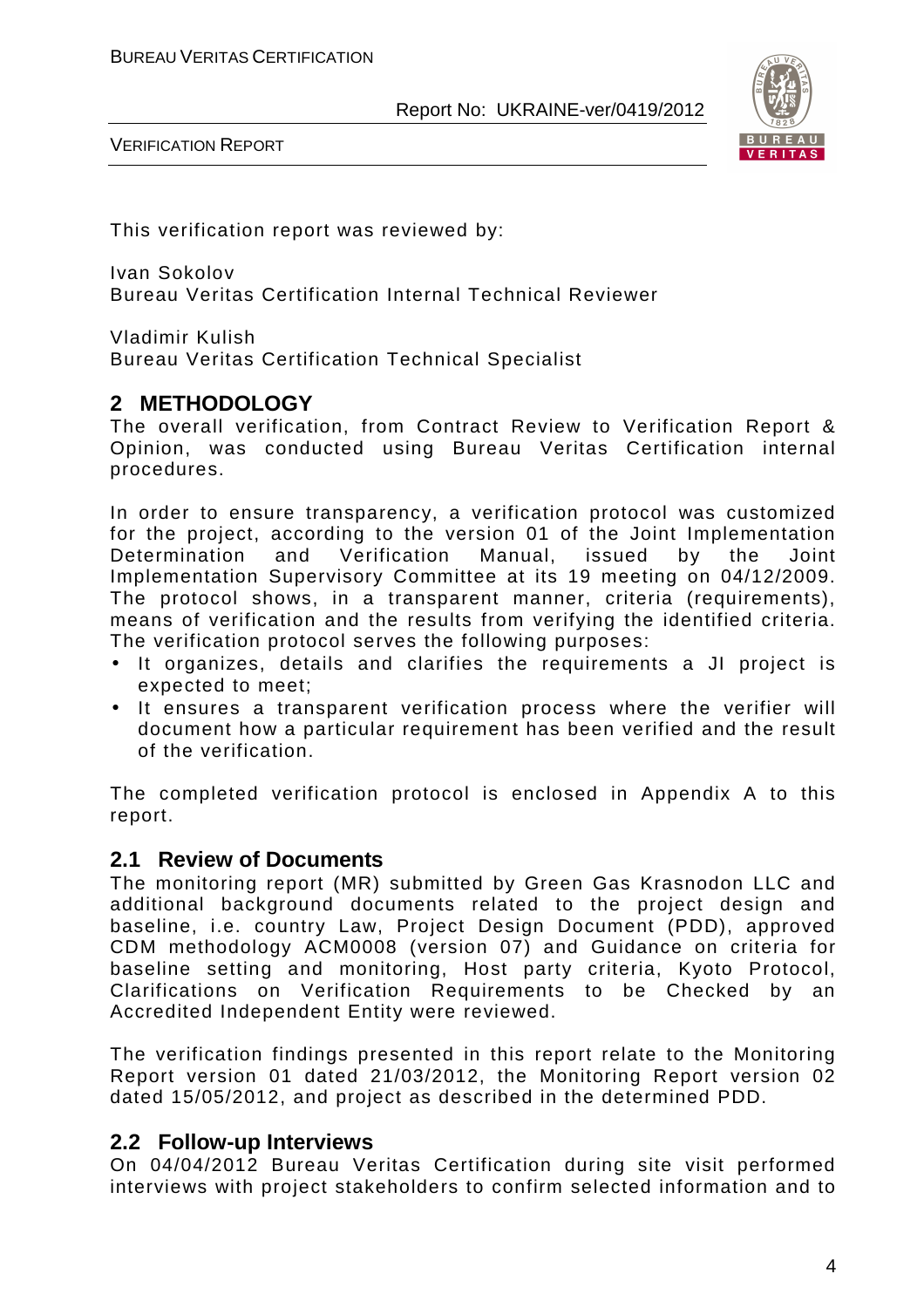This verification report was reviewed by:

Ivan Sokolov
Bureau Veritas Certification Internal Technical Reviewer

Vladimir Kulish
Bureau Veritas Certification Technical Specialist

## 2 METHODOLOGY

The overall verification, from Contract Review to Verification Report & Opinion, was conducted using Bureau Veritas Certification internal procedures.

In order to ensure transparency, a verification protocol was customized for the project, according to the version 01 of the Joint Implementation Determination and Verification Manual, issued by the Joint Implementation Supervisory Committee at its 19 meeting on 04/12/2009. The protocol shows, in a transparent manner, criteria (requirements), means of verification and the results from verifying the identified criteria. The verification protocol serves the following purposes:

- It organizes, details and clarifies the requirements a JI project is expected to meet;
- It ensures a transparent verification process where the verifier will document how a particular requirement has been verified and the result of the verification.

The completed verification protocol is enclosed in Appendix A to this report.

### 2.1 Review of Documents

The monitoring report (MR) submitted by Green Gas Krasnodon LLC and additional background documents related to the project design and baseline, i.e. country Law, Project Design Document (PDD), approved CDM methodology ACM0008 (version 07) and Guidance on criteria for baseline setting and monitoring, Host party criteria, Kyoto Protocol, Clarifications on Verification Requirements to be Checked by an Accredited Independent Entity were reviewed.

The verification findings presented in this report relate to the Monitoring Report version 01 dated 21/03/2012, the Monitoring Report version 02 dated 15/05/2012, and project as described in the determined PDD.

### 2.2 Follow-up Interviews

On 04/04/2012 Bureau Veritas Certification during site visit performed interviews with project stakeholders to confirm selected information and to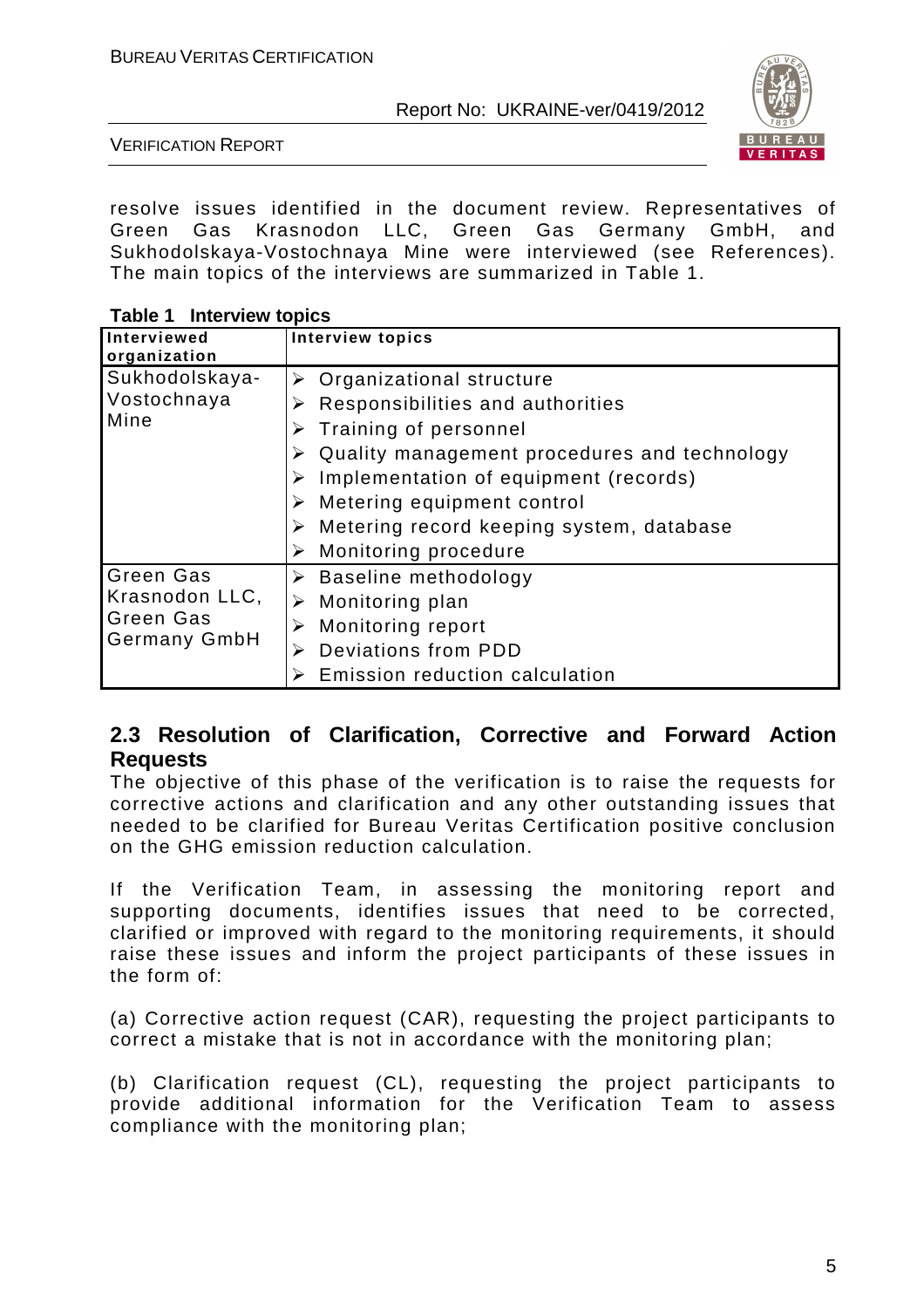resolve issues identified in the document review. Representatives of Green Gas Krasnodon LLC, Green Gas Germany GmbH, and Sukhodolskaya-Vostochnaya Mine were interviewed (see References). The main topics of the interviews are summarized in Table 1.

**Table 1 Interview topics**

| Interviewed organization | Interview topics |
|---|---|
| Sukhodolskaya-Vostochnaya Mine | ➢ Organizational structure<br>➢ Responsibilities and authorities<br>➢ Training of personnel<br>➢ Quality management procedures and technology<br>➢ Implementation of equipment (records)<br>➢ Metering equipment control<br>➢ Metering record keeping system, database<br>➢ Monitoring procedure |
| Green Gas Krasnodon LLC, Green Gas Germany GmbH | ➢ Baseline methodology<br>➢ Monitoring plan<br>➢ Monitoring report<br>➢ Deviations from PDD<br>➢ Emission reduction calculation |

## 2.3 Resolution of Clarification, Corrective and Forward Action Requests

The objective of this phase of the verification is to raise the requests for corrective actions and clarification and any other outstanding issues that needed to be clarified for Bureau Veritas Certification positive conclusion on the GHG emission reduction calculation.

If the Verification Team, in assessing the monitoring report and supporting documents, identifies issues that need to be corrected, clarified or improved with regard to the monitoring requirements, it should raise these issues and inform the project participants of these issues in the form of:

(a) Corrective action request (CAR), requesting the project participants to correct a mistake that is not in accordance with the monitoring plan;

(b) Clarification request (CL), requesting the project participants to provide additional information for the Verification Team to assess compliance with the monitoring plan;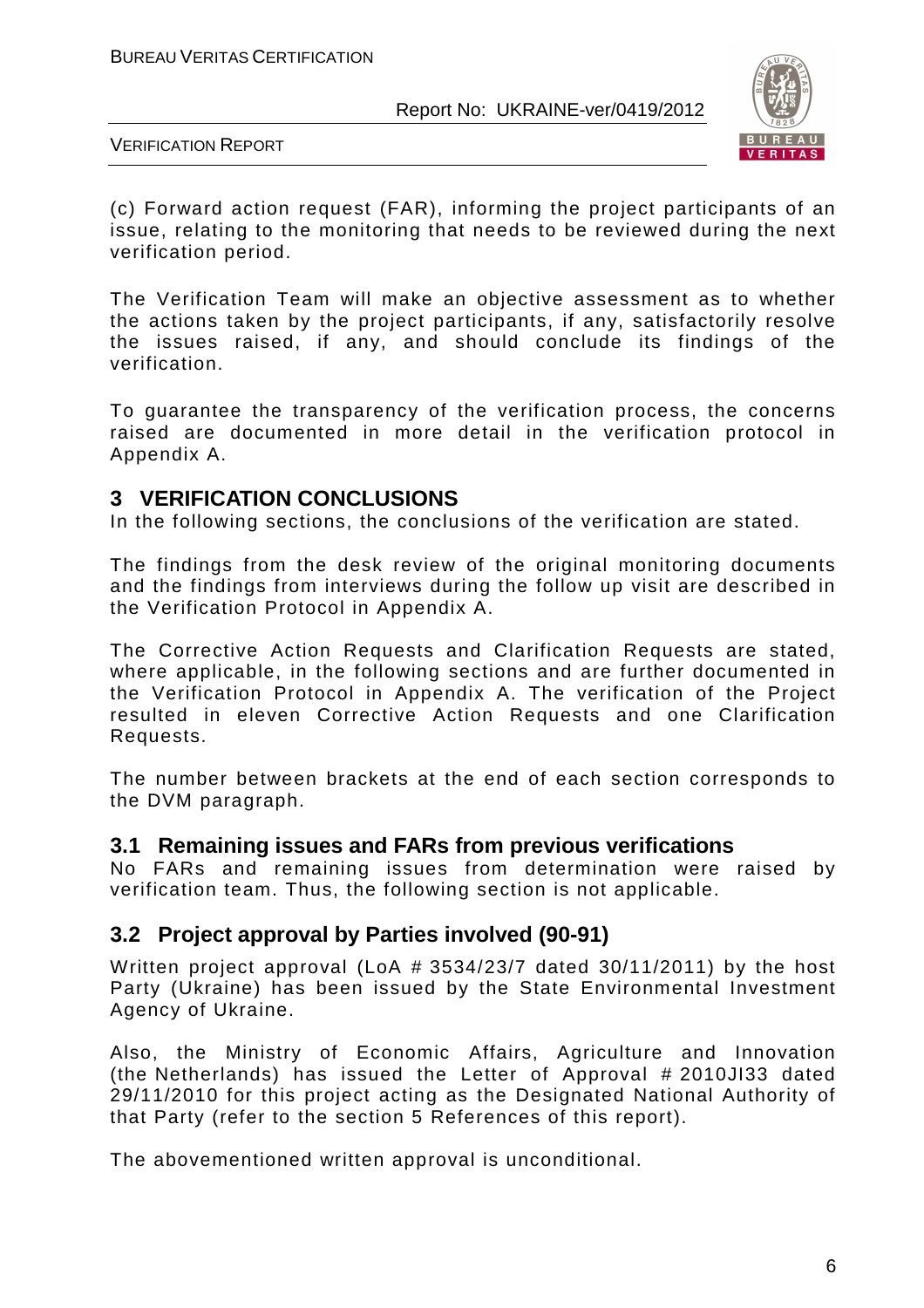(c) Forward action request (FAR), informing the project participants of an issue, relating to the monitoring that needs to be reviewed during the next verification period.

The Verification Team will make an objective assessment as to whether the actions taken by the project participants, if any, satisfactorily resolve the issues raised, if any, and should conclude its findings of the verification.

To guarantee the transparency of the verification process, the concerns raised are documented in more detail in the verification protocol in Appendix A.

## 3 VERIFICATION CONCLUSIONS

In the following sections, the conclusions of the verification are stated.

The findings from the desk review of the original monitoring documents and the findings from interviews during the follow up visit are described in the Verification Protocol in Appendix A.

The Corrective Action Requests and Clarification Requests are stated, where applicable, in the following sections and are further documented in the Verification Protocol in Appendix A. The verification of the Project resulted in eleven Corrective Action Requests and one Clarification Requests.

The number between brackets at the end of each section corresponds to the DVM paragraph.

### 3.1 Remaining issues and FARs from previous verifications

No FARs and remaining issues from determination were raised by verification team. Thus, the following section is not applicable.

### 3.2 Project approval by Parties involved (90-91)

Written project approval (LoA # 3534/23/7 dated 30/11/2011) by the host Party (Ukraine) has been issued by the State Environmental Investment Agency of Ukraine.

Also, the Ministry of Economic Affairs, Agriculture and Innovation (the Netherlands) has issued the Letter of Approval # 2010JI33 dated 29/11/2010 for this project acting as the Designated National Authority of that Party (refer to the section 5 References of this report).

The abovementioned written approval is unconditional.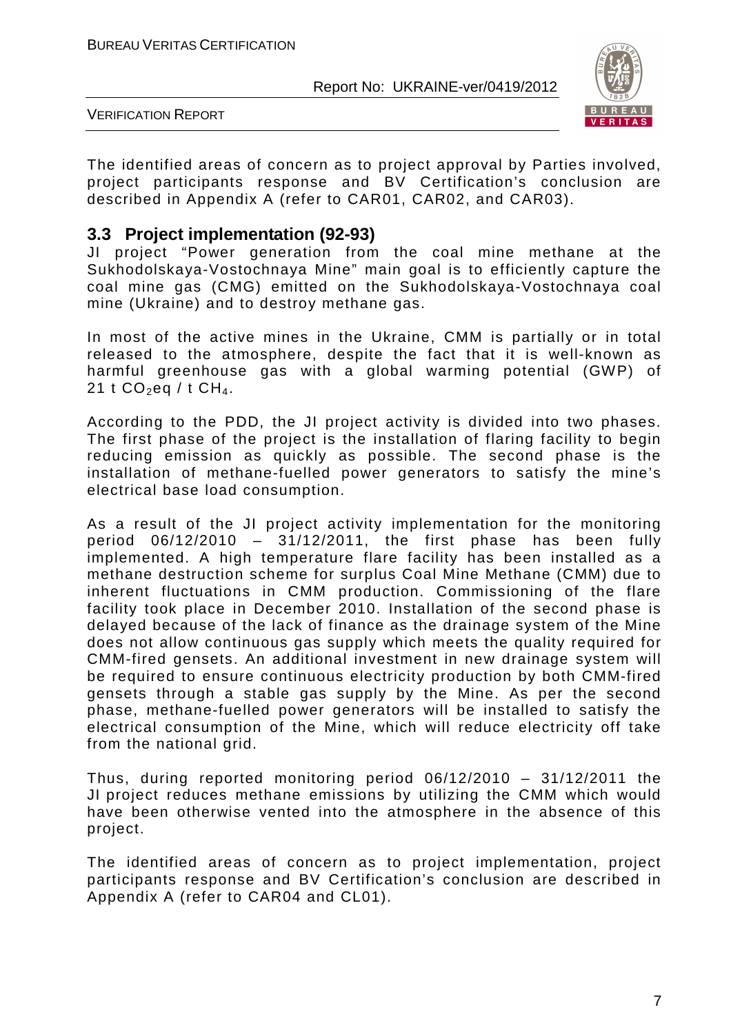The identified areas of concern as to project approval by Parties involved, project participants response and BV Certification's conclusion are described in Appendix A (refer to CAR01, CAR02, and CAR03).

### 3.3 Project implementation (92-93)

JI project "Power generation from the coal mine methane at the Sukhodolskaya-Vostochnaya Mine" main goal is to efficiently capture the coal mine gas (CMG) emitted on the Sukhodolskaya-Vostochnaya coal mine (Ukraine) and to destroy methane gas.

In most of the active mines in the Ukraine, CMM is partially or in total released to the atmosphere, despite the fact that it is well-known as harmful greenhouse gas with a global warming potential (GWP) of 21 t $CO_2$eq / t $CH_4$.

According to the PDD, the JI project activity is divided into two phases. The first phase of the project is the installation of flaring facility to begin reducing emission as quickly as possible. The second phase is the installation of methane-fuelled power generators to satisfy the mine's electrical base load consumption.

As a result of the JI project activity implementation for the monitoring period 06/12/2010 – 31/12/2011, the first phase has been fully implemented. A high temperature flare facility has been installed as a methane destruction scheme for surplus Coal Mine Methane (CMM) due to inherent fluctuations in CMM production. Commissioning of the flare facility took place in December 2010. Installation of the second phase is delayed because of the lack of finance as the drainage system of the Mine does not allow continuous gas supply which meets the quality required for CMM-fired gensets. An additional investment in new drainage system will be required to ensure continuous electricity production by both CMM-fired gensets through a stable gas supply by the Mine. As per the second phase, methane-fuelled power generators will be installed to satisfy the electrical consumption of the Mine, which will reduce electricity off take from the national grid.

Thus, during reported monitoring period 06/12/2010 – 31/12/2011 the JI project reduces methane emissions by utilizing the CMM which would have been otherwise vented into the atmosphere in the absence of this project.

The identified areas of concern as to project implementation, project participants response and BV Certification's conclusion are described in Appendix A (refer to CAR04 and CL01).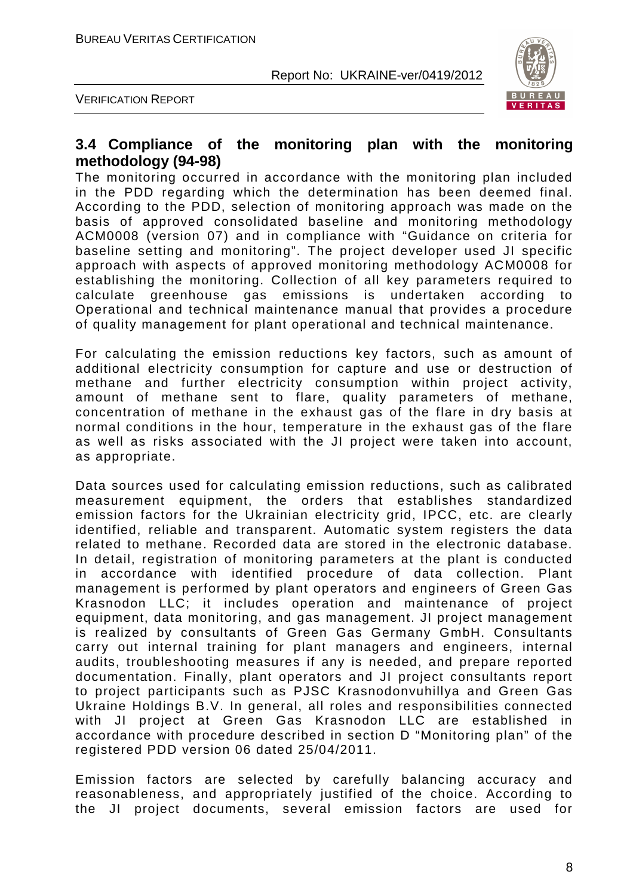### 3.4 Compliance of the monitoring plan with the monitoring methodology (94-98)

The monitoring occurred in accordance with the monitoring plan included in the PDD regarding which the determination has been deemed final. According to the PDD, selection of monitoring approach was made on the basis of approved consolidated baseline and monitoring methodology ACM0008 (version 07) and in compliance with "Guidance on criteria for baseline setting and monitoring". The project developer used JI specific approach with aspects of approved monitoring methodology ACM0008 for establishing the monitoring. Collection of all key parameters required to calculate greenhouse gas emissions is undertaken according to Operational and technical maintenance manual that provides a procedure of quality management for plant operational and technical maintenance.

For calculating the emission reductions key factors, such as amount of additional electricity consumption for capture and use or destruction of methane and further electricity consumption within project activity, amount of methane sent to flare, quality parameters of methane, concentration of methane in the exhaust gas of the flare in dry basis at normal conditions in the hour, temperature in the exhaust gas of the flare as well as risks associated with the JI project were taken into account, as appropriate.

Data sources used for calculating emission reductions, such as calibrated measurement equipment, the orders that establishes standardized emission factors for the Ukrainian electricity grid, IPCC, etc. are clearly identified, reliable and transparent. Automatic system registers the data related to methane. Recorded data are stored in the electronic database. In detail, registration of monitoring parameters at the plant is conducted in accordance with identified procedure of data collection. Plant management is performed by plant operators and engineers of Green Gas Krasnodon LLC; it includes operation and maintenance of project equipment, data monitoring, and gas management. JI project management is realized by consultants of Green Gas Germany GmbH. Consultants carry out internal training for plant managers and engineers, internal audits, troubleshooting measures if any is needed, and prepare reported documentation. Finally, plant operators and JI project consultants report to project participants such as PJSC Krasnodonvuhillya and Green Gas Ukraine Holdings B.V. In general, all roles and responsibilities connected with JI project at Green Gas Krasnodon LLC are established in accordance with procedure described in section D "Monitoring plan" of the registered PDD version 06 dated 25/04/2011.

Emission factors are selected by carefully balancing accuracy and reasonableness, and appropriately justified of the choice. According to the JI project documents, several emission factors are used for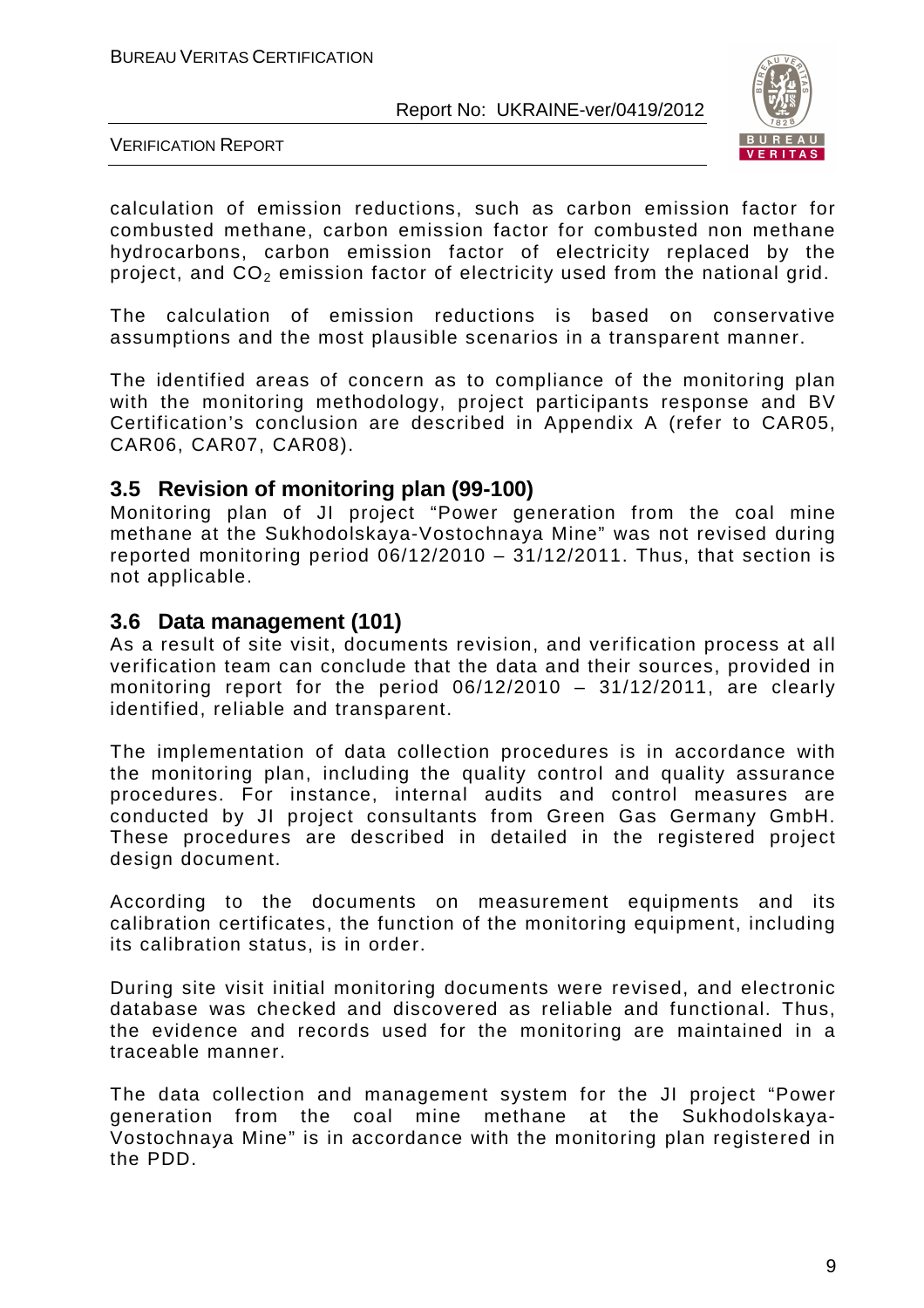calculation of emission reductions, such as carbon emission factor for combusted methane, carbon emission factor for combusted non methane hydrocarbons, carbon emission factor of electricity replaced by the project, and $CO_2$ emission factor of electricity used from the national grid.

The calculation of emission reductions is based on conservative assumptions and the most plausible scenarios in a transparent manner.

The identified areas of concern as to compliance of the monitoring plan with the monitoring methodology, project participants response and BV Certification's conclusion are described in Appendix A (refer to CAR05, CAR06, CAR07, CAR08).

## 3.5 Revision of monitoring plan (99-100)

Monitoring plan of JI project "Power generation from the coal mine methane at the Sukhodolskaya-Vostochnaya Mine" was not revised during reported monitoring period 06/12/2010 – 31/12/2011. Thus, that section is not applicable.

## 3.6 Data management (101)

As a result of site visit, documents revision, and verification process at all verification team can conclude that the data and their sources, provided in monitoring report for the period 06/12/2010 – 31/12/2011, are clearly identified, reliable and transparent.

The implementation of data collection procedures is in accordance with the monitoring plan, including the quality control and quality assurance procedures. For instance, internal audits and control measures are conducted by JI project consultants from Green Gas Germany GmbH. These procedures are described in detailed in the registered project design document.

According to the documents on measurement equipments and its calibration certificates, the function of the monitoring equipment, including its calibration status, is in order.

During site visit initial monitoring documents were revised, and electronic database was checked and discovered as reliable and functional. Thus, the evidence and records used for the monitoring are maintained in a traceable manner.

The data collection and management system for the JI project "Power generation from the coal mine methane at the Sukhodolskaya-Vostochnaya Mine" is in accordance with the monitoring plan registered in the PDD.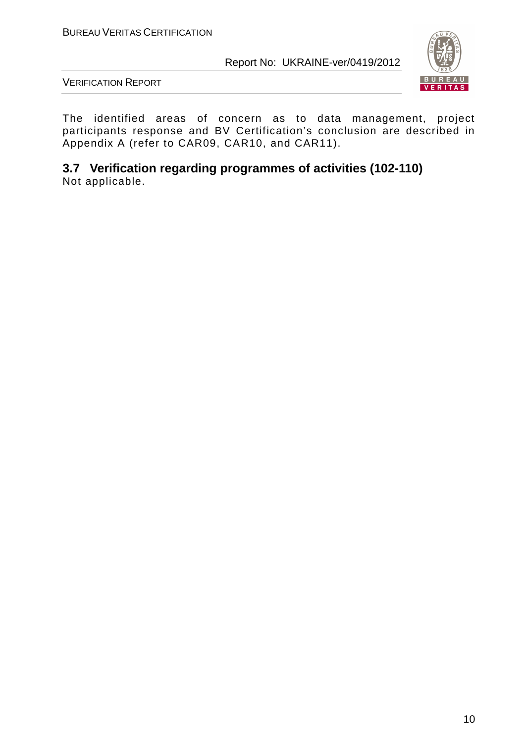The identified areas of concern as to data management, project participants response and BV Certification's conclusion are described in Appendix A (refer to CAR09, CAR10, and CAR11).

## 3.7 Verification regarding programmes of activities (102-110)

Not applicable.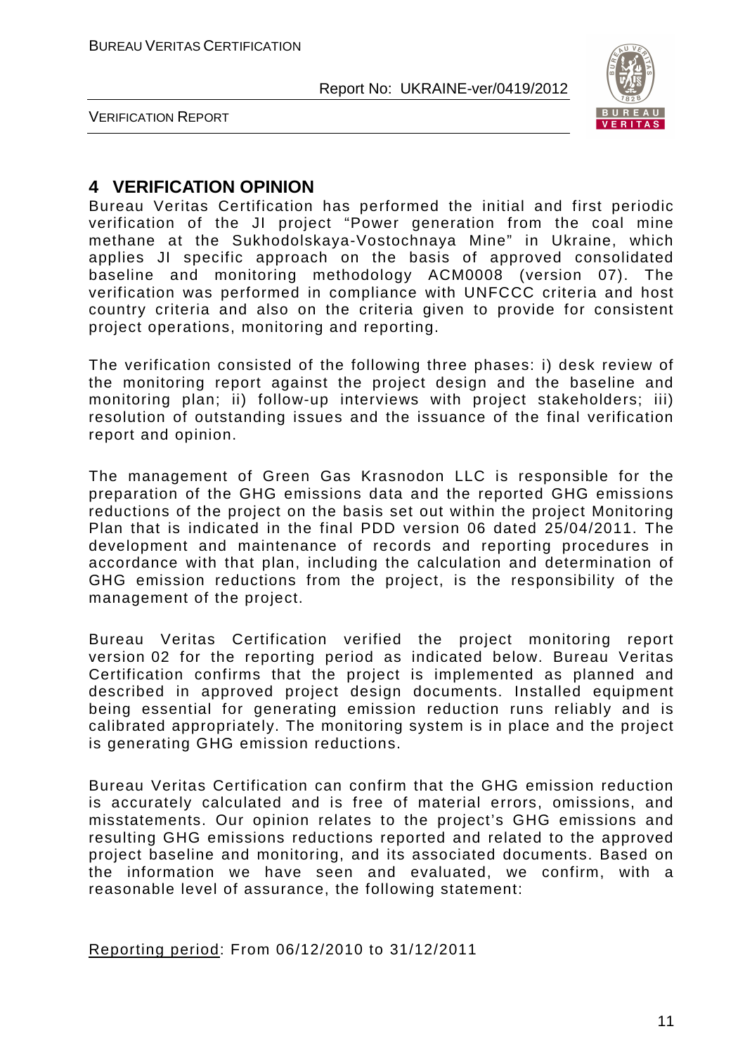# 4 VERIFICATION OPINION

Bureau Veritas Certification has performed the initial and first periodic verification of the JI project "Power generation from the coal mine methane at the Sukhodolskaya-Vostochnaya Mine" in Ukraine, which applies JI specific approach on the basis of approved consolidated baseline and monitoring methodology ACM0008 (version 07). The verification was performed in compliance with UNFCCC criteria and host country criteria and also on the criteria given to provide for consistent project operations, monitoring and reporting.

The verification consisted of the following three phases: i) desk review of the monitoring report against the project design and the baseline and monitoring plan; ii) follow-up interviews with project stakeholders; iii) resolution of outstanding issues and the issuance of the final verification report and opinion.

The management of Green Gas Krasnodon LLC is responsible for the preparation of the GHG emissions data and the reported GHG emissions reductions of the project on the basis set out within the project Monitoring Plan that is indicated in the final PDD version 06 dated 25/04/2011. The development and maintenance of records and reporting procedures in accordance with that plan, including the calculation and determination of GHG emission reductions from the project, is the responsibility of the management of the project.

Bureau Veritas Certification verified the project monitoring report version 02 for the reporting period as indicated below. Bureau Veritas Certification confirms that the project is implemented as planned and described in approved project design documents. Installed equipment being essential for generating emission reduction runs reliably and is calibrated appropriately. The monitoring system is in place and the project is generating GHG emission reductions.

Bureau Veritas Certification can confirm that the GHG emission reduction is accurately calculated and is free of material errors, omissions, and misstatements. Our opinion relates to the project's GHG emissions and resulting GHG emissions reductions reported and related to the approved project baseline and monitoring, and its associated documents. Based on the information we have seen and evaluated, we confirm, with a reasonable level of assurance, the following statement:

Reporting period: From 06/12/2010 to 31/12/2011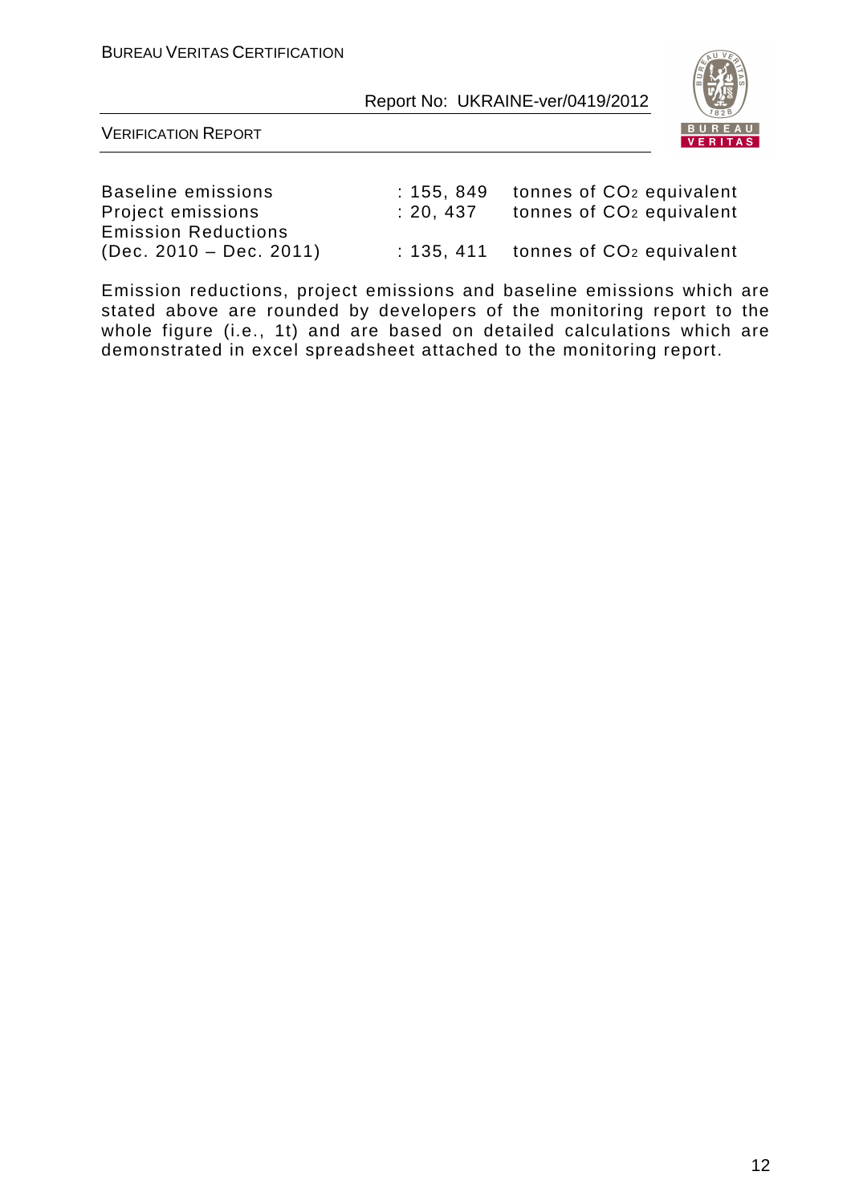| | | |
|---|---|---|
| Baseline emissions | : 155, 849 | tonnes of $CO_2$ equivalent |
| Project emissions | : 20, 437 | tonnes of $CO_2$ equivalent |
| Emission Reductions (Dec. 2010 – Dec. 2011) | : 135, 411 | tonnes of $CO_2$ equivalent |

Emission reductions, project emissions and baseline emissions which are stated above are rounded by developers of the monitoring report to the whole figure (i.e., 1t) and are based on detailed calculations which are demonstrated in excel spreadsheet attached to the monitoring report.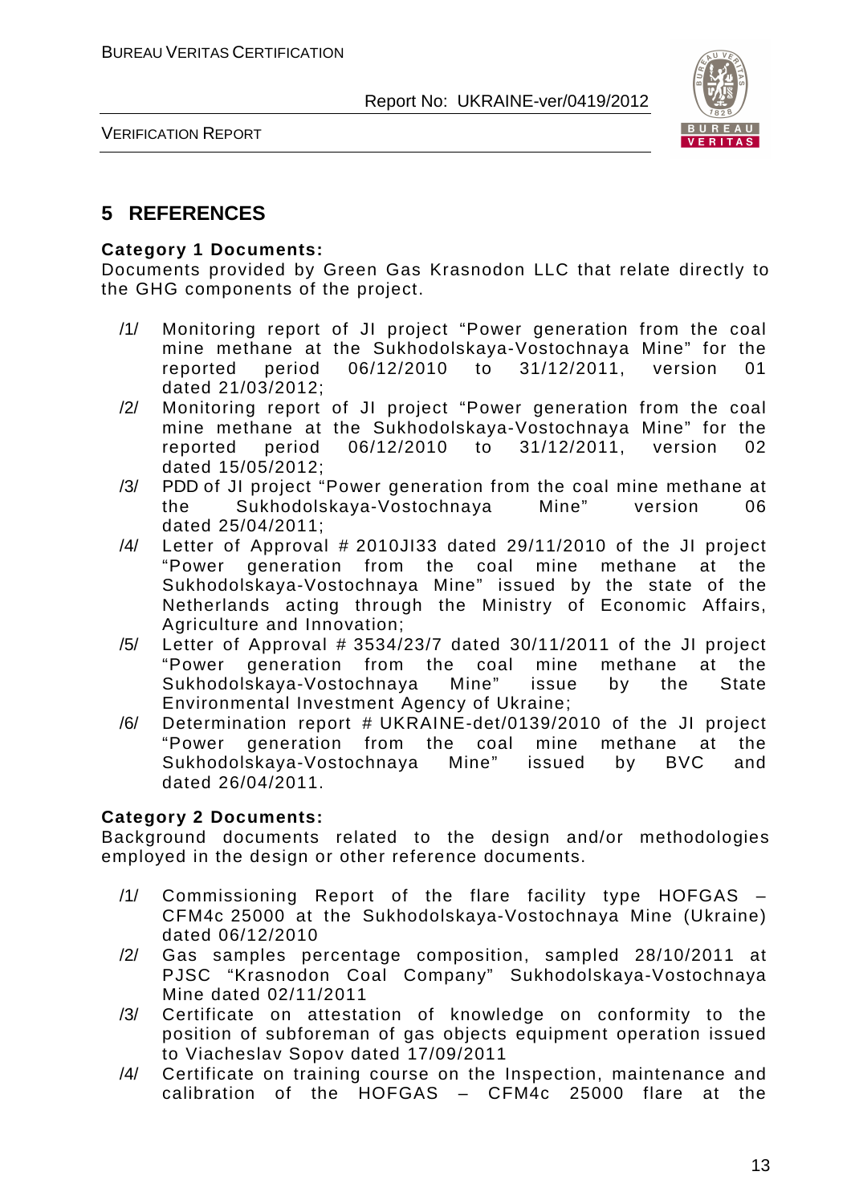# 5 REFERENCES

**Category 1 Documents:**

Documents provided by Green Gas Krasnodon LLC that relate directly to the GHG components of the project.

/1/ Monitoring report of JI project "Power generation from the coal mine methane at the Sukhodolskaya-Vostochnaya Mine" for the reported period 06/12/2010 to 31/12/2011, version 01 dated 21/03/2012;

/2/ Monitoring report of JI project "Power generation from the coal mine methane at the Sukhodolskaya-Vostochnaya Mine" for the reported period 06/12/2010 to 31/12/2011, version 02 dated 15/05/2012;

/3/ PDD of JI project "Power generation from the coal mine methane at the Sukhodolskaya-Vostochnaya Mine" version 06 dated 25/04/2011;

/4/ Letter of Approval # 2010JI33 dated 29/11/2010 of the JI project "Power generation from the coal mine methane at the Sukhodolskaya-Vostochnaya Mine" issued by the state of the Netherlands acting through the Ministry of Economic Affairs, Agriculture and Innovation;

/5/ Letter of Approval # 3534/23/7 dated 30/11/2011 of the JI project "Power generation from the coal mine methane at the Sukhodolskaya-Vostochnaya Mine" issue by the State Environmental Investment Agency of Ukraine;

/6/ Determination report # UKRAINE-det/0139/2010 of the JI project "Power generation from the coal mine methane at the Sukhodolskaya-Vostochnaya Mine" issued by BVC and dated 26/04/2011.

**Category 2 Documents:**

Background documents related to the design and/or methodologies employed in the design or other reference documents.

/1/ Commissioning Report of the flare facility type HOFGAS – CFM4c 25000 at the Sukhodolskaya-Vostochnaya Mine (Ukraine) dated 06/12/2010

/2/ Gas samples percentage composition, sampled 28/10/2011 at PJSC "Krasnodon Coal Company" Sukhodolskaya-Vostochnaya Mine dated 02/11/2011

/3/ Certificate on attestation of knowledge on conformity to the position of subforeman of gas objects equipment operation issued to Viacheslav Sopov dated 17/09/2011

/4/ Certificate on training course on the Inspection, maintenance and calibration of the HOFGAS – CFM4c 25000 flare at the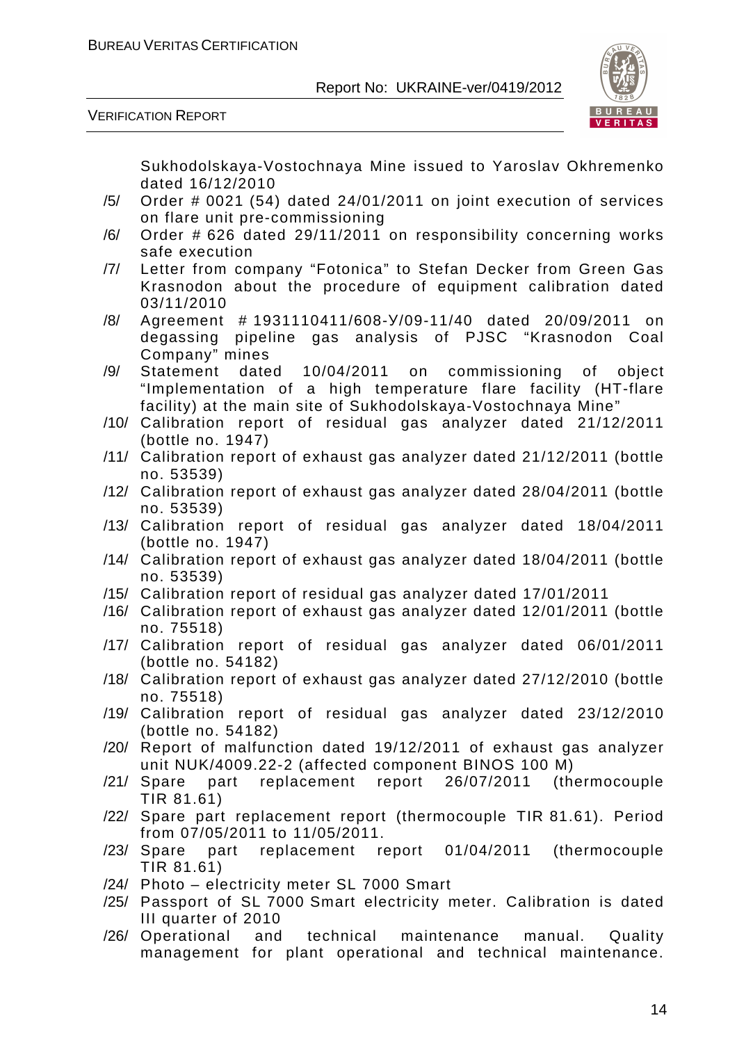Sukhodolskaya-Vostochnaya Mine issued to Yaroslav Okhremenko dated 16/12/2010

/5/ Order # 0021 (54) dated 24/01/2011 on joint execution of services on flare unit pre-commissioning

/6/ Order # 626 dated 29/11/2011 on responsibility concerning works safe execution

/7/ Letter from company "Fotonica" to Stefan Decker from Green Gas Krasnodon about the procedure of equipment calibration dated 03/11/2010

/8/ Agreement # 1931110411/608-У/09-11/40 dated 20/09/2011 on degassing pipeline gas analysis of PJSC "Krasnodon Coal Company" mines

/9/ Statement dated 10/04/2011 on commissioning of object "Implementation of a high temperature flare facility (HT-flare facility) at the main site of Sukhodolskaya-Vostochnaya Mine"

/10/ Calibration report of residual gas analyzer dated 21/12/2011 (bottle no. 1947)

/11/ Calibration report of exhaust gas analyzer dated 21/12/2011 (bottle no. 53539)

/12/ Calibration report of exhaust gas analyzer dated 28/04/2011 (bottle no. 53539)

/13/ Calibration report of residual gas analyzer dated 18/04/2011 (bottle no. 1947)

/14/ Calibration report of exhaust gas analyzer dated 18/04/2011 (bottle no. 53539)

/15/ Calibration report of residual gas analyzer dated 17/01/2011

/16/ Calibration report of exhaust gas analyzer dated 12/01/2011 (bottle no. 75518)

/17/ Calibration report of residual gas analyzer dated 06/01/2011 (bottle no. 54182)

/18/ Calibration report of exhaust gas analyzer dated 27/12/2010 (bottle no. 75518)

/19/ Calibration report of residual gas analyzer dated 23/12/2010 (bottle no. 54182)

/20/ Report of malfunction dated 19/12/2011 of exhaust gas analyzer unit NUK/4009.22-2 (affected component BINOS 100 M)

/21/ Spare part replacement report 26/07/2011 (thermocouple TIR 81.61)

/22/ Spare part replacement report (thermocouple TIR 81.61). Period from 07/05/2011 to 11/05/2011.

/23/ Spare part replacement report 01/04/2011 (thermocouple TIR 81.61)

/24/ Photo – electricity meter SL 7000 Smart

/25/ Passport of SL 7000 Smart electricity meter. Calibration is dated III quarter of 2010

/26/ Operational and technical maintenance manual. Quality management for plant operational and technical maintenance.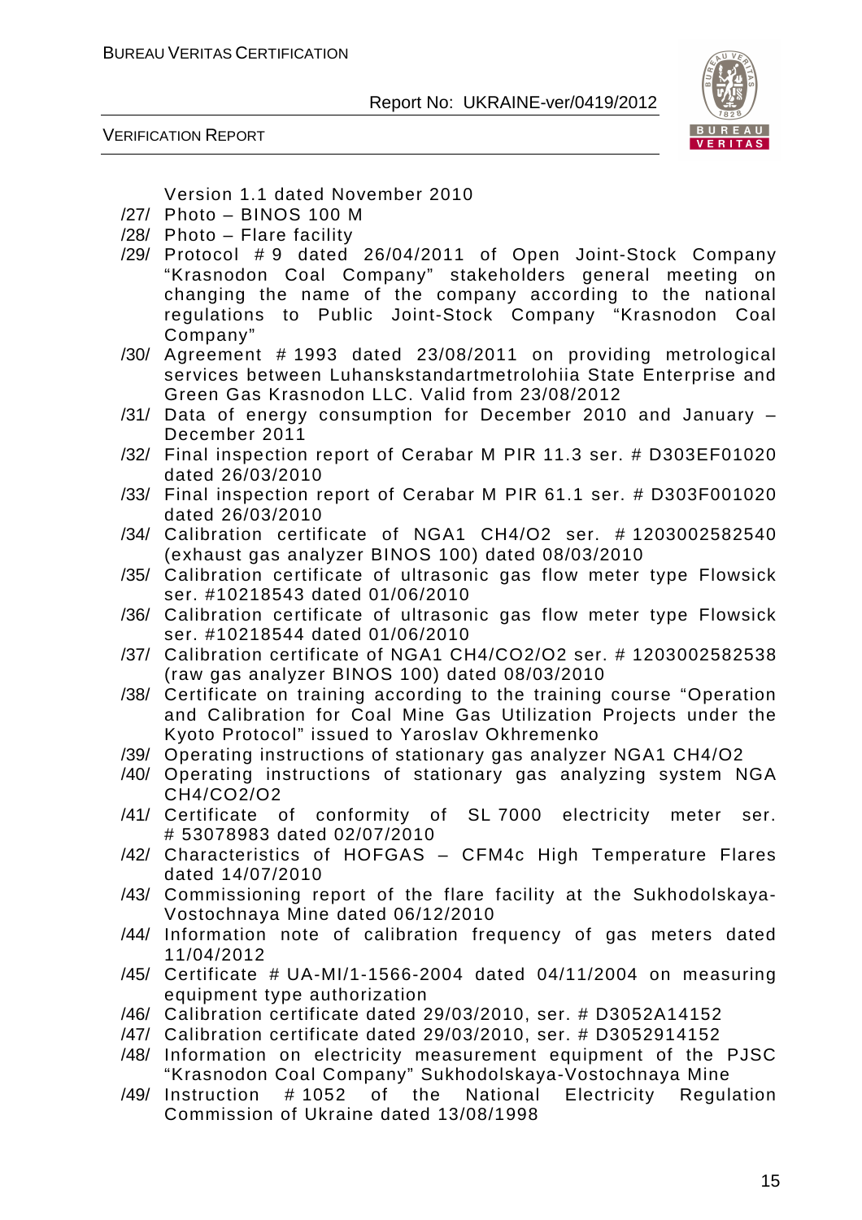Version 1.1 dated November 2010

/27/ Photo – BINOS 100 M

/28/ Photo – Flare facility

/29/ Protocol # 9 dated 26/04/2011 of Open Joint-Stock Company "Krasnodon Coal Company" stakeholders general meeting on changing the name of the company according to the national regulations to Public Joint-Stock Company "Krasnodon Coal Company"

/30/ Agreement # 1993 dated 23/08/2011 on providing metrological services between Luhanskstandartmetrolohiia State Enterprise and Green Gas Krasnodon LLC. Valid from 23/08/2012

/31/ Data of energy consumption for December 2010 and January – December 2011

/32/ Final inspection report of Cerabar M PIR 11.3 ser. # D303EF01020 dated 26/03/2010

/33/ Final inspection report of Cerabar M PIR 61.1 ser. # D303F001020 dated 26/03/2010

/34/ Calibration certificate of NGA1 CH4/O2 ser. # 1203002582540 (exhaust gas analyzer BINOS 100) dated 08/03/2010

/35/ Calibration certificate of ultrasonic gas flow meter type Flowsick ser. #10218543 dated 01/06/2010

/36/ Calibration certificate of ultrasonic gas flow meter type Flowsick ser. #10218544 dated 01/06/2010

/37/ Calibration certificate of NGA1 CH4/CO2/O2 ser. # 1203002582538 (raw gas analyzer BINOS 100) dated 08/03/2010

/38/ Certificate on training according to the training course "Operation and Calibration for Coal Mine Gas Utilization Projects under the Kyoto Protocol" issued to Yaroslav Okhremenko

/39/ Operating instructions of stationary gas analyzer NGA1 CH4/O2

/40/ Operating instructions of stationary gas analyzing system NGA CH4/CO2/O2

/41/ Certificate of conformity of SL 7000 electricity meter ser. # 53078983 dated 02/07/2010

/42/ Characteristics of HOFGAS – CFM4c High Temperature Flares dated 14/07/2010

/43/ Commissioning report of the flare facility at the Sukhodolskaya-Vostochnaya Mine dated 06/12/2010

/44/ Information note of calibration frequency of gas meters dated 11/04/2012

/45/ Certificate # UA-MI/1-1566-2004 dated 04/11/2004 on measuring equipment type authorization

/46/ Calibration certificate dated 29/03/2010, ser. # D3052A14152

/47/ Calibration certificate dated 29/03/2010, ser. # D3052914152

/48/ Information on electricity measurement equipment of the PJSC "Krasnodon Coal Company" Sukhodolskaya-Vostochnaya Mine

/49/ Instruction # 1052 of the National Electricity Regulation Commission of Ukraine dated 13/08/1998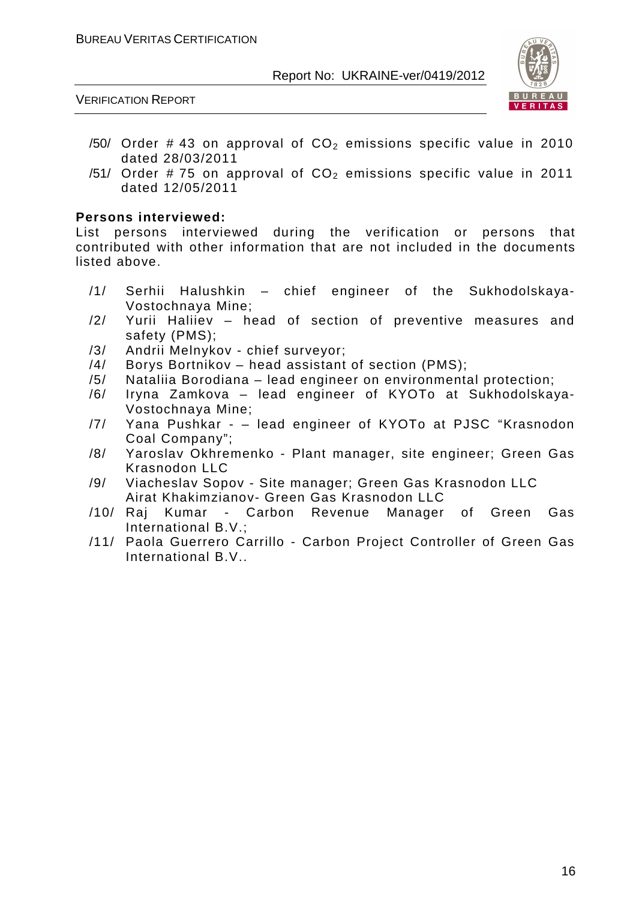/50/ Order # 43 on approval of $CO_2$ emissions specific value in 2010 dated 28/03/2011

/51/ Order # 75 on approval of $CO_2$ emissions specific value in 2011 dated 12/05/2011

**Persons interviewed:**

List persons interviewed during the verification or persons that contributed with other information that are not included in the documents listed above.

/1/ Serhii Halushkin – chief engineer of the Sukhodolskaya-Vostochnaya Mine;

/2/ Yurii Haliiev – head of section of preventive measures and safety (PMS);

/3/ Andrii Melnykov - chief surveyor;

/4/ Borys Bortnikov – head assistant of section (PMS);

/5/ Nataliia Borodiana – lead engineer on environmental protection;

/6/ Iryna Zamkova – lead engineer of KYOTo at Sukhodolskaya-Vostochnaya Mine;

/7/ Yana Pushkar - – lead engineer of KYOTo at PJSC "Krasnodon Coal Company";

/8/ Yaroslav Okhremenko - Plant manager, site engineer; Green Gas Krasnodon LLC

/9/ Viacheslav Sopov - Site manager; Green Gas Krasnodon LLC
Airat Khakimzianov- Green Gas Krasnodon LLC

/10/ Raj Kumar - Carbon Revenue Manager of Green Gas International B.V.;

/11/ Paola Guerrero Carrillo - Carbon Project Controller of Green Gas International B.V..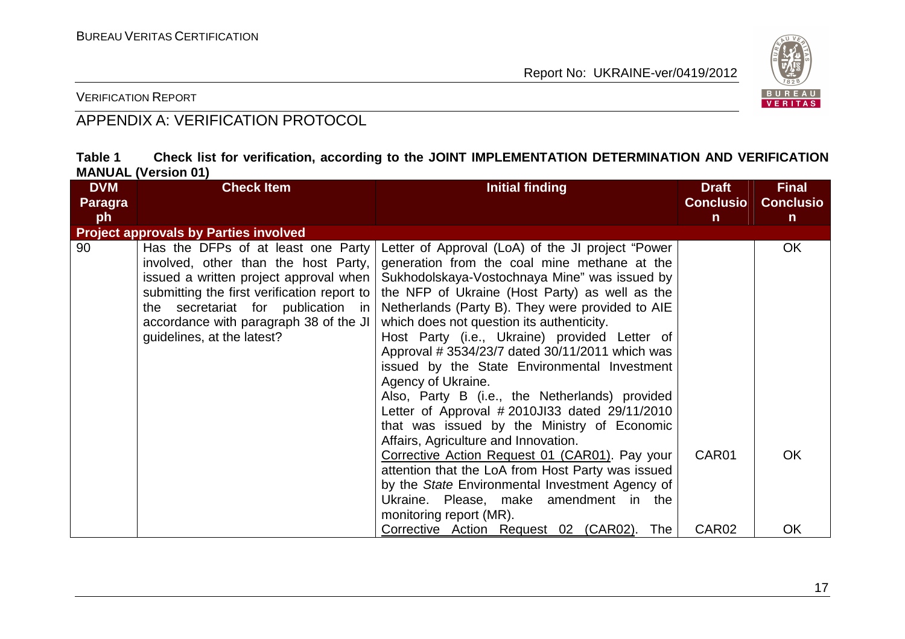## APPENDIX A: VERIFICATION PROTOCOL

**Table 1 Check list for verification, according to the JOINT IMPLEMENTATION DETERMINATION AND VERIFICATION MANUAL (Version 01)**

| DVM Paragraph | Check Item | Initial finding | Draft Conclusion | Final Conclusion |
|---|---|---|---|---|
| **Project approvals by Parties involved** | | | | |
| 90 | Has the DFPs of at least one Party involved, other than the host Party, issued a written project approval when submitting the first verification report to the secretariat for publication in accordance with paragraph 38 of the JI guidelines, at the latest? | Letter of Approval (LoA) of the JI project "Power generation from the coal mine methane at the Sukhodolskaya-Vostochnaya Mine" was issued by the NFP of Ukraine (Host Party) as well as the Netherlands (Party B). They were provided to AIE which does not question its authenticity.<br>Host Party (i.e., Ukraine) provided Letter of Approval # 3534/23/7 dated 30/11/2011 which was issued by the State Environmental Investment Agency of Ukraine.<br>Also, Party B (i.e., the Netherlands) provided Letter of Approval # 2010JI33 dated 29/11/2010 that was issued by the Ministry of Economic Affairs, Agriculture and Innovation. | | OK |
| | | Corrective Action Request 01 (CAR01). Pay your attention that the LoA from Host Party was issued by the *State* Environmental Investment Agency of Ukraine. Please, make amendment in the monitoring report (MR). | CAR01 | OK |
| | | Corrective Action Request 02 (CAR02). The | CAR02 | OK |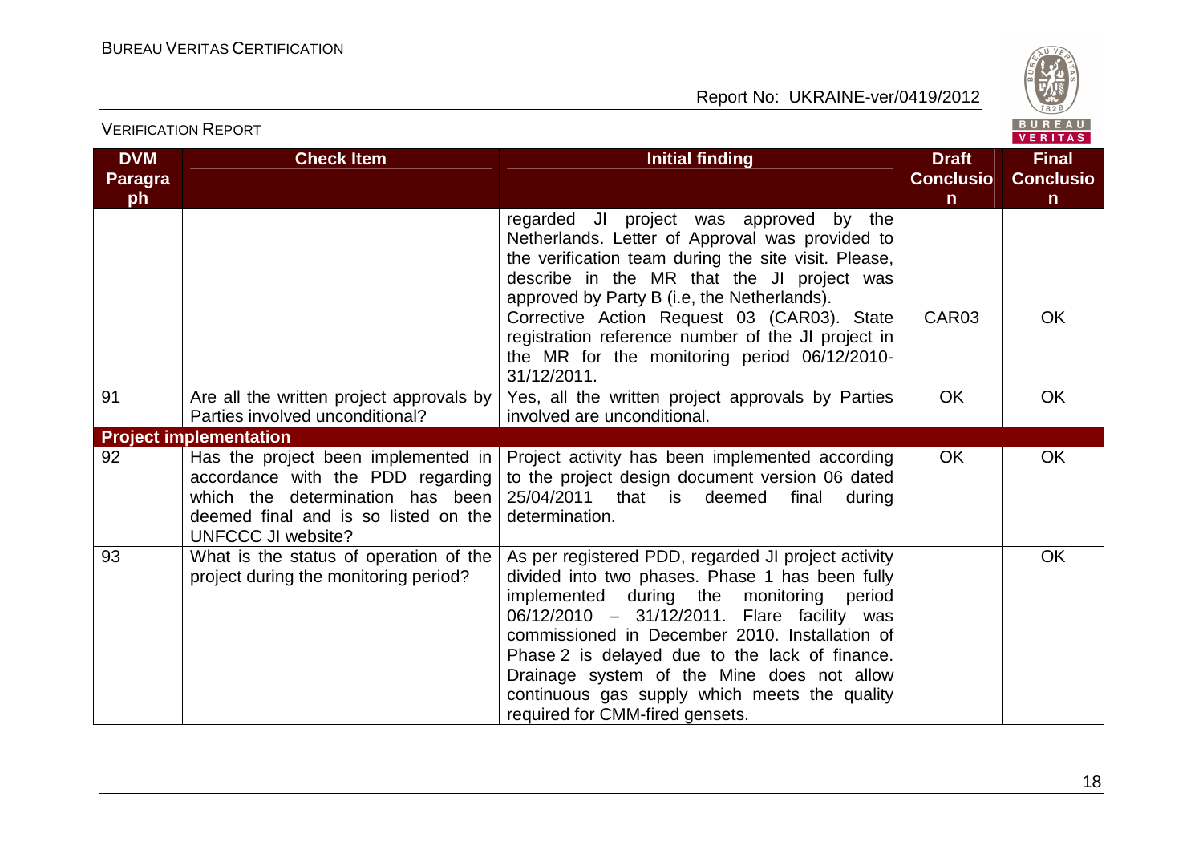| DVM Paragraph | Check Item | Initial finding | Draft Conclusion | Final Conclusion |
|---|---|---|---|---|
| | | regarded JI project was approved by the Netherlands. Letter of Approval was provided to the verification team during the site visit. Please, describe in the MR that the JI project was approved by Party B (i.e, the Netherlands). Corrective Action Request 03 (CAR03). State registration reference number of the JI project in the MR for the monitoring period 06/12/2010-31/12/2011. | CAR03 | OK |
| 91 | Are all the written project approvals by Parties involved unconditional? | Yes, all the written project approvals by Parties involved are unconditional. | OK | OK |
| **Project implementation** | | | | |
| 92 | Has the project been implemented in accordance with the PDD regarding which the determination has been deemed final and is so listed on the UNFCCC JI website? | Project activity has been implemented according to the project design document version 06 dated 25/04/2011 that is deemed final during determination. | OK | OK |
| 93 | What is the status of operation of the project during the monitoring period? | As per registered PDD, regarded JI project activity divided into two phases. Phase 1 has been fully implemented during the monitoring period 06/12/2010 – 31/12/2011. Flare facility was commissioned in December 2010. Installation of Phase 2 is delayed due to the lack of finance. Drainage system of the Mine does not allow continuous gas supply which meets the quality required for CMM-fired gensets. | | OK |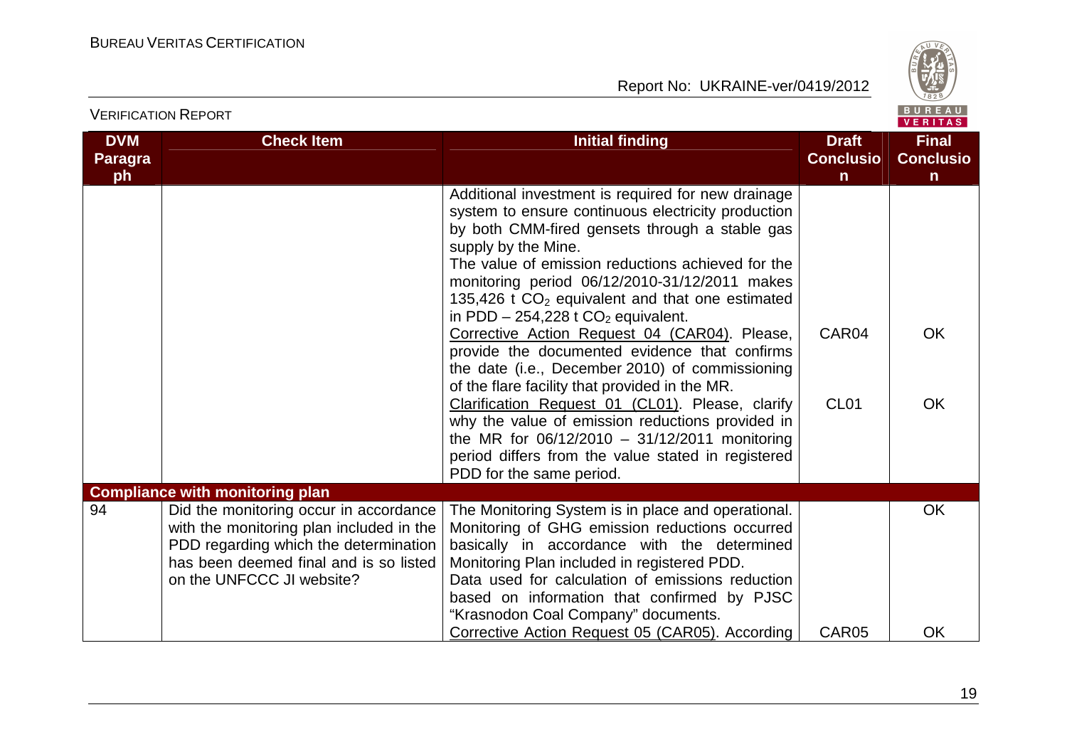| DVM Paragraph | Check Item | Initial finding | Draft Conclusion | Final Conclusion |
|---|---|---|---|---|
| | | Additional investment is required for new drainage system to ensure continuous electricity production by both CMM-fired gensets through a stable gas supply by the Mine.<br>The value of emission reductions achieved for the monitoring period 06/12/2010-31/12/2011 makes 135,426 t $CO_2$ equivalent and that one estimated in PDD – 254,228 t $CO_2$ equivalent. | | |
| | | Corrective Action Request 04 (CAR04). Please, provide the documented evidence that confirms the date (i.e., December 2010) of commissioning of the flare facility that provided in the MR. | CAR04 | OK |
| | | Clarification Request 01 (CL01). Please, clarify why the value of emission reductions provided in the MR for 06/12/2010 – 31/12/2011 monitoring period differs from the value stated in registered PDD for the same period. | CL01 | OK |
| **Compliance with monitoring plan** | | | | |
| 94 | Did the monitoring occur in accordance with the monitoring plan included in the PDD regarding which the determination has been deemed final and is so listed on the UNFCCC JI website? | The Monitoring System is in place and operational. Monitoring of GHG emission reductions occurred basically in accordance with the determined Monitoring Plan included in registered PDD.<br>Data used for calculation of emissions reduction based on information that confirmed by PJSC "Krasnodon Coal Company" documents. | | OK |
| | | Corrective Action Request 05 (CAR05). According | CAR05 | OK |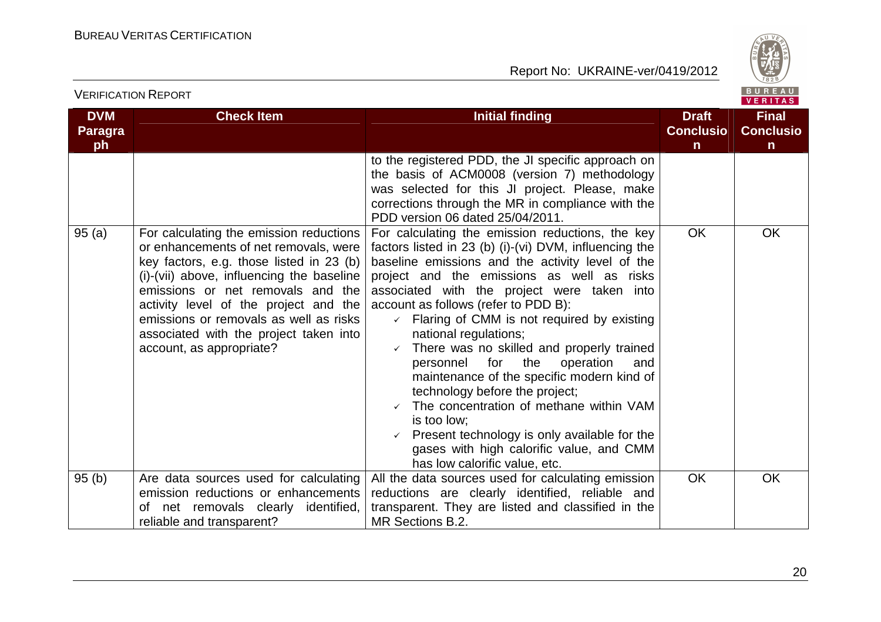| DVM Paragraph | Check Item | Initial finding | Draft Conclusion | Final Conclusion |
|---|---|---|---|---|
| | | to the registered PDD, the JI specific approach on the basis of ACM0008 (version 7) methodology was selected for this JI project. Please, make corrections through the MR in compliance with the PDD version 06 dated 25/04/2011. | | |
| 95 (a) | For calculating the emission reductions or enhancements of net removals, were key factors, e.g. those listed in 23 (b) (i)-(vii) above, influencing the baseline emissions or net removals and the activity level of the project and the emissions or removals as well as risks associated with the project taken into account, as appropriate? | For calculating the emission reductions, the key factors listed in 23 (b) (i)-(vi) DVM, influencing the baseline emissions and the activity level of the project and the emissions as well as risks associated with the project were taken into account as follows (refer to PDD B):<br>✓ Flaring of CMM is not required by existing national regulations;<br>✓ There was no skilled and properly trained personnel for the operation and maintenance of the specific modern kind of technology before the project;<br>✓ The concentration of methane within VAM is too low;<br>✓ Present technology is only available for the gases with high calorific value, and CMM has low calorific value, etc. | OK | OK |
| 95 (b) | Are data sources used for calculating emission reductions or enhancements of net removals clearly identified, reliable and transparent? | All the data sources used for calculating emission reductions are clearly identified, reliable and transparent. They are listed and classified in the MR Sections B.2. | OK | OK |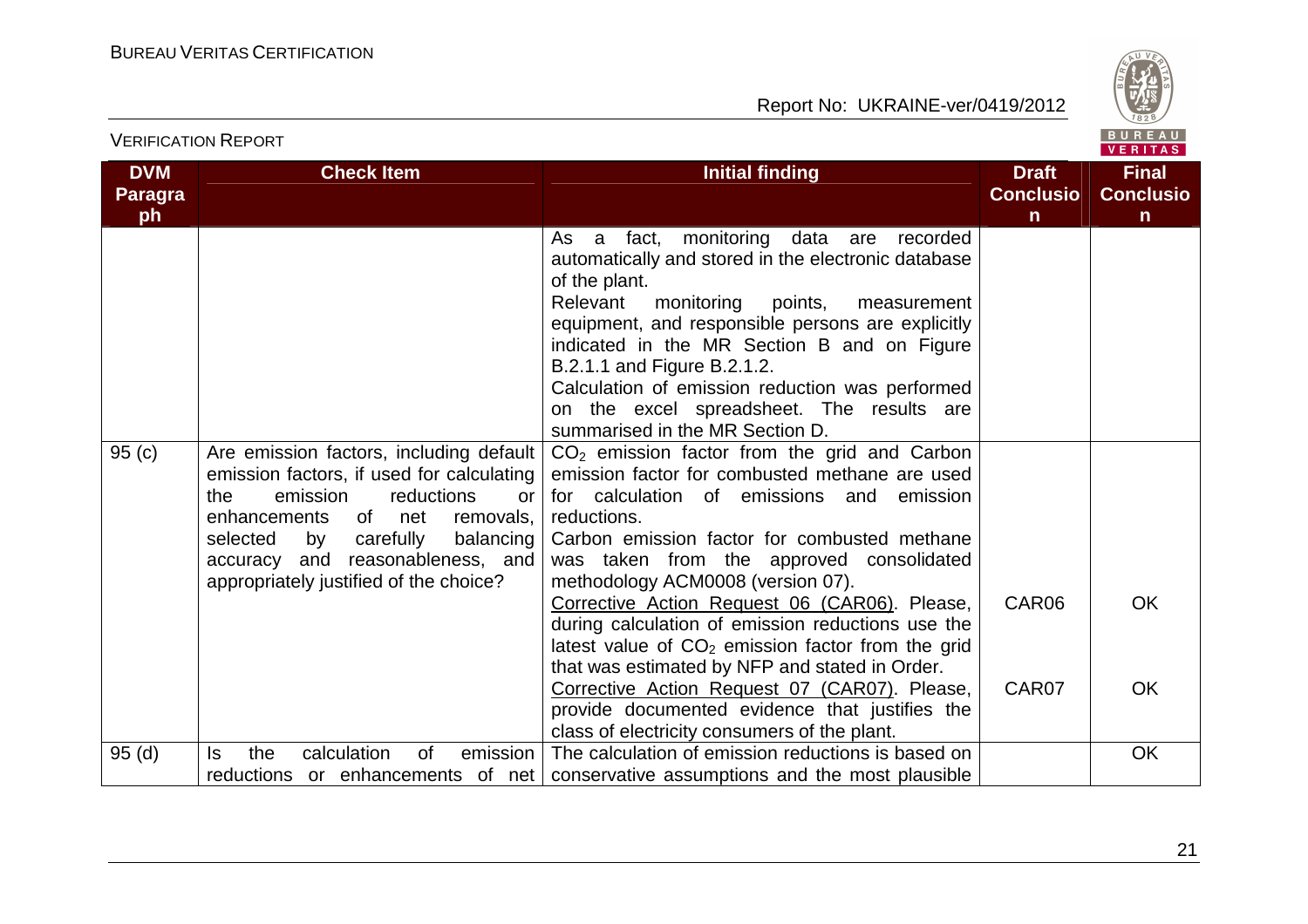| DVM Paragraph | Check Item | Initial finding | Draft Conclusion | Final Conclusion |
|---|---|---|---|---|
| | | As a fact, monitoring data are recorded automatically and stored in the electronic database of the plant. Relevant monitoring points, measurement equipment, and responsible persons are explicitly indicated in the MR Section B and on Figure B.2.1.1 and Figure B.2.1.2. Calculation of emission reduction was performed on the excel spreadsheet. The results are summarised in the MR Section D. | | |
| 95 (c) | Are emission factors, including default emission factors, if used for calculating the emission reductions or enhancements of net removals, selected by carefully balancing accuracy and reasonableness, and appropriately justified of the choice? | $CO_2$ emission factor from the grid and Carbon emission factor for combusted methane are used for calculation of emissions and emission reductions. Carbon emission factor for combusted methane was taken from the approved consolidated methodology ACM0008 (version 07). | | |
| | | Corrective Action Request 06 (CAR06). Please, during calculation of emission reductions use the latest value of $CO_2$ emission factor from the grid that was estimated by NFP and stated in Order. | CAR06 | OK |
| | | Corrective Action Request 07 (CAR07). Please, provide documented evidence that justifies the class of electricity consumers of the plant. | CAR07 | OK |
| 95 (d) | Is the calculation of emission reductions or enhancements of net | The calculation of emission reductions is based on conservative assumptions and the most plausible | | OK |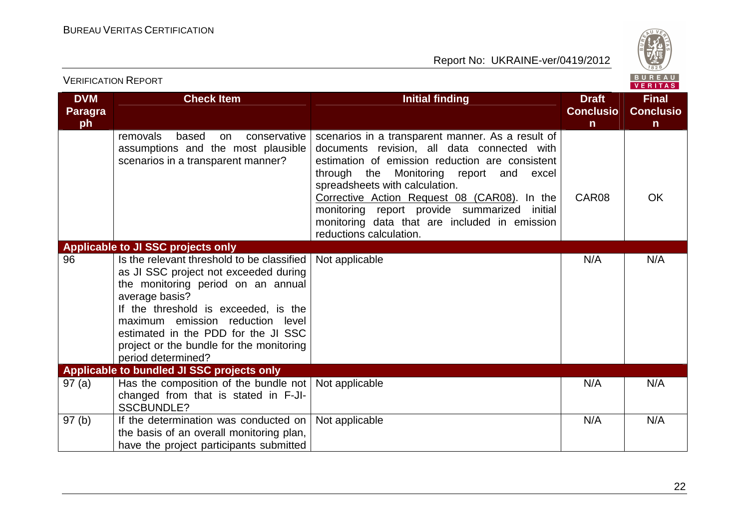| DVM Paragraph | Check Item | Initial finding | Draft Conclusion | Final Conclusion |
|---|---|---|---|---|
| | removals based on conservative assumptions and the most plausible scenarios in a transparent manner? | scenarios in a transparent manner. As a result of documents revision, all data connected with estimation of emission reduction are consistent through the Monitoring report and excel spreadsheets with calculation.<br>Corrective Action Request 08 (CAR08). In the monitoring report provide summarized initial monitoring data that are included in emission reductions calculation. | CAR08 | OK |
| **Applicable to JI SSC projects only** | | | | |
| 96 | Is the relevant threshold to be classified as JI SSC project not exceeded during the monitoring period on an annual average basis?<br>If the threshold is exceeded, is the maximum emission reduction level estimated in the PDD for the JI SSC project or the bundle for the monitoring period determined? | Not applicable | N/A | N/A |
| **Applicable to bundled JI SSC projects only** | | | | |
| 97 (a) | Has the composition of the bundle not changed from that is stated in F-JI-SSCBUNDLE? | Not applicable | N/A | N/A |
| 97 (b) | If the determination was conducted on the basis of an overall monitoring plan, have the project participants submitted | Not applicable | N/A | N/A |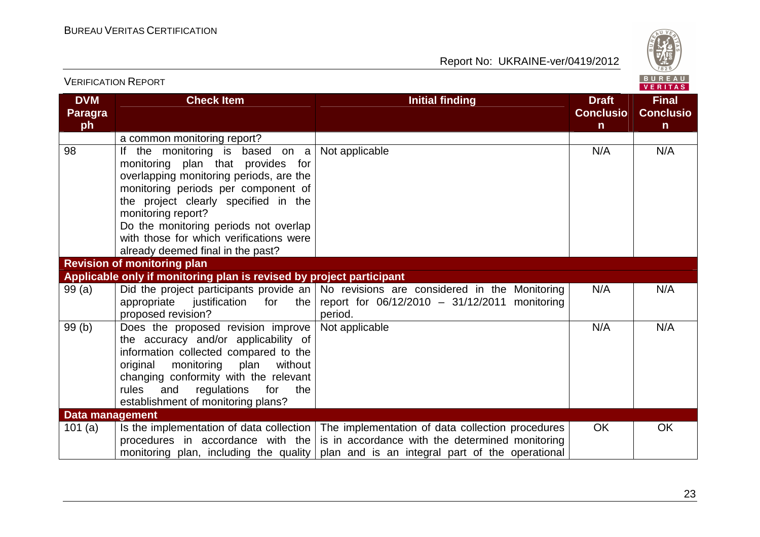| DVM Paragraph | Check Item | Initial finding | Draft Conclusion | Final Conclusion |
|---|---|---|---|---|
| | a common monitoring report? | | | |
| 98 | If the monitoring is based on a monitoring plan that provides for overlapping monitoring periods, are the monitoring periods per component of the project clearly specified in the monitoring report? Do the monitoring periods not overlap with those for which verifications were already deemed final in the past? | Not applicable | N/A | N/A |
| **Revision of monitoring plan** | | | | |
| **Applicable only if monitoring plan is revised by project participant** | | | | |
| 99 (a) | Did the project participants provide an appropriate justification for the proposed revision? | No revisions are considered in the Monitoring report for 06/12/2010 – 31/12/2011 monitoring period. | N/A | N/A |
| 99 (b) | Does the proposed revision improve the accuracy and/or applicability of information collected compared to the original monitoring plan without changing conformity with the relevant rules and regulations for the establishment of monitoring plans? | Not applicable | N/A | N/A |
| **Data management** | | | | |
| 101 (a) | Is the implementation of data collection procedures in accordance with the monitoring plan, including the quality | The implementation of data collection procedures is in accordance with the determined monitoring plan and is an integral part of the operational | OK | OK |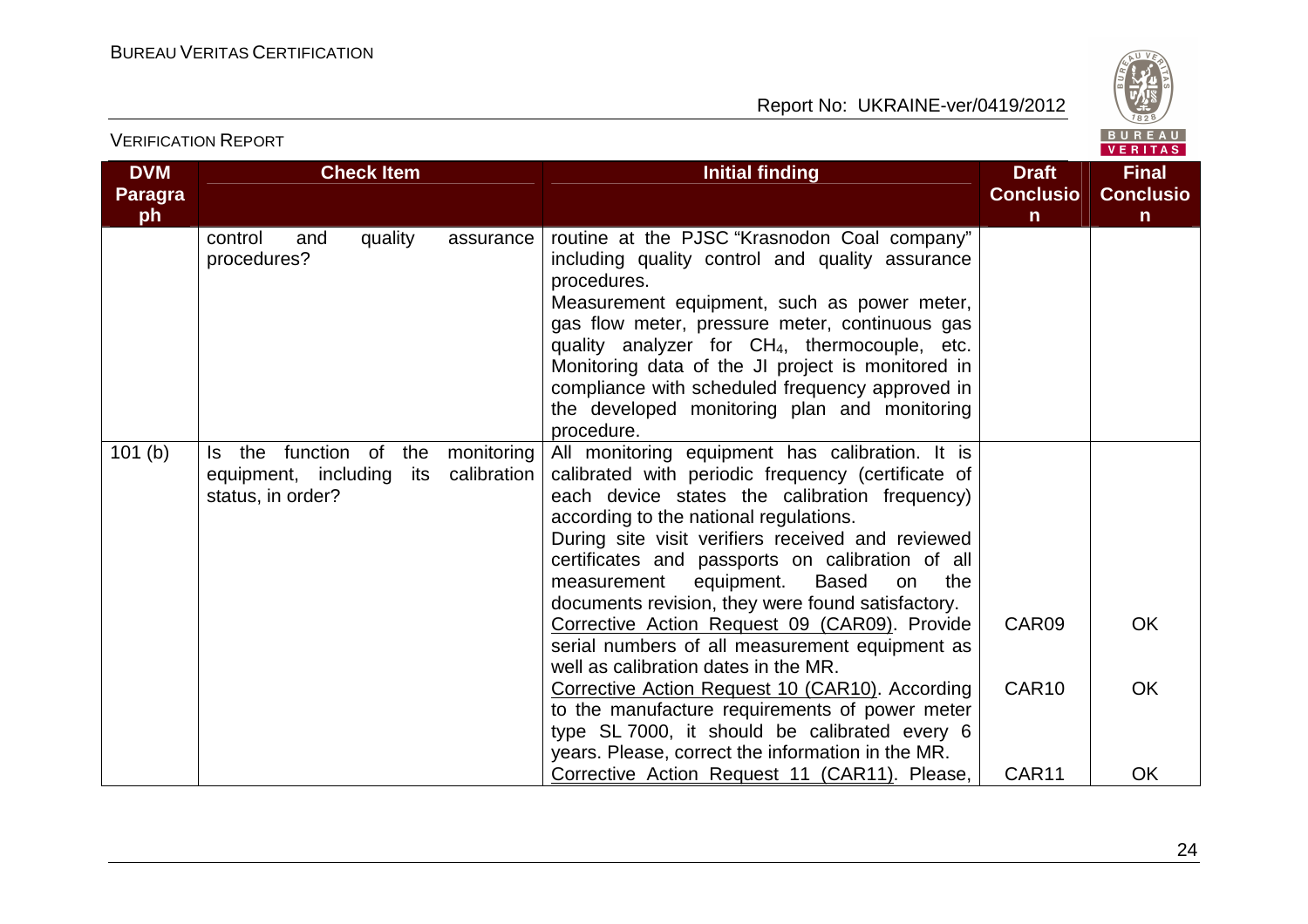| DVM Paragraph | Check Item | Initial finding | Draft Conclusion | Final Conclusion |
|---|---|---|---|---|
| | control and quality assurance procedures? | routine at the PJSC "Krasnodon Coal company" including quality control and quality assurance procedures.<br>Measurement equipment, such as power meter, gas flow meter, pressure meter, continuous gas quality analyzer for $CH_4$, thermocouple, etc. Monitoring data of the JI project is monitored in compliance with scheduled frequency approved in the developed monitoring plan and monitoring procedure. | | |
| 101 (b) | Is the function of the monitoring equipment, including its calibration status, in order? | All monitoring equipment has calibration. It is calibrated with periodic frequency (certificate of each device states the calibration frequency) according to the national regulations.<br>During site visit verifiers received and reviewed certificates and passports on calibration of all measurement equipment. Based on the documents revision, they were found satisfactory. | | |
| | | Corrective Action Request 09 (CAR09). Provide serial numbers of all measurement equipment as well as calibration dates in the MR. | CAR09 | OK |
| | | Corrective Action Request 10 (CAR10). According to the manufacture requirements of power meter type SL 7000, it should be calibrated every 6 years. Please, correct the information in the MR. | CAR10 | OK |
| | | Corrective Action Request 11 (CAR11). Please, | CAR11 | OK |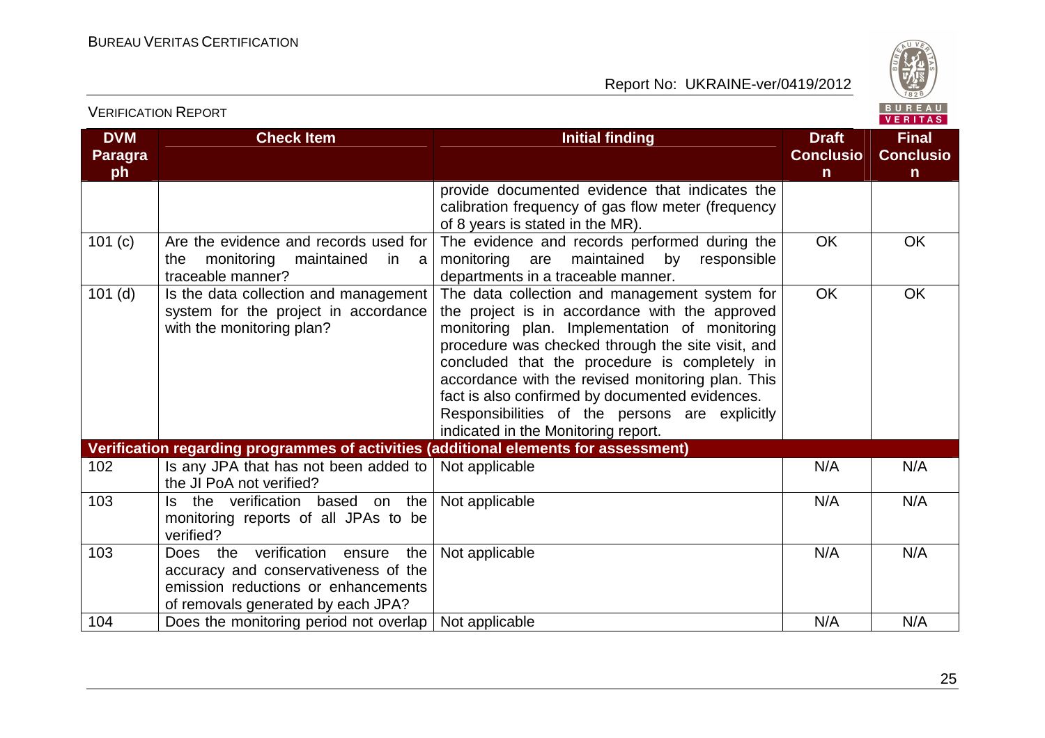| DVM Paragraph | Check Item | Initial finding | Draft Conclusion | Final Conclusion |
|---|---|---|---|---|
| | | provide documented evidence that indicates the calibration frequency of gas flow meter (frequency of 8 years is stated in the MR). | | |
| 101 (c) | Are the evidence and records used for the monitoring maintained in a traceable manner? | The evidence and records performed during the monitoring are maintained by responsible departments in a traceable manner. | OK | OK |
| 101 (d) | Is the data collection and management system for the project in accordance with the monitoring plan? | The data collection and management system for the project is in accordance with the approved monitoring plan. Implementation of monitoring procedure was checked through the site visit, and concluded that the procedure is completely in accordance with the revised monitoring plan. This fact is also confirmed by documented evidences. Responsibilities of the persons are explicitly indicated in the Monitoring report. | OK | OK |
| **Verification regarding programmes of activities (additional elements for assessment)** | | | | |
| 102 | Is any JPA that has not been added to the JI PoA not verified? | Not applicable | N/A | N/A |
| 103 | Is the verification based on the monitoring reports of all JPAs to be verified? | Not applicable | N/A | N/A |
| 103 | Does the verification ensure the accuracy and conservativeness of the emission reductions or enhancements of removals generated by each JPA? | Not applicable | N/A | N/A |
| 104 | Does the monitoring period not overlap | Not applicable | N/A | N/A |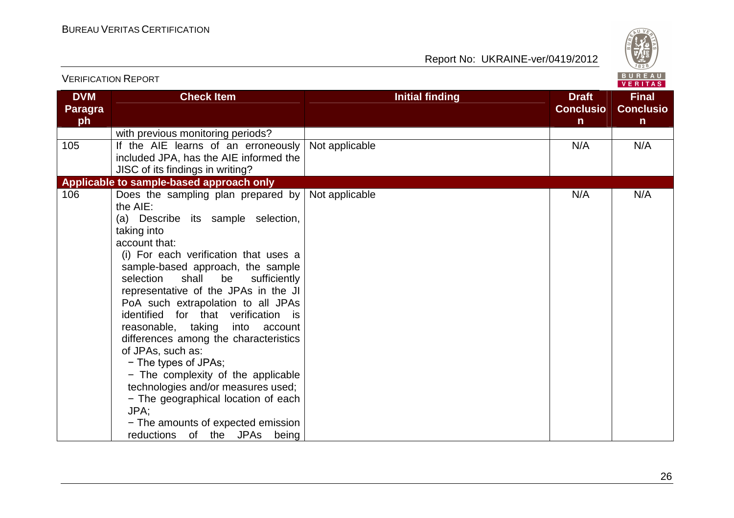| DVM Paragraph | Check Item | Initial finding | Draft Conclusion | Final Conclusion |
|---|---|---|---|---|
| | with previous monitoring periods? | | | |
| 105 | If the AIE learns of an erroneously included JPA, has the AIE informed the JISC of its findings in writing? | Not applicable | N/A | N/A |
| **Applicable to sample-based approach only** | | | | |
| 106 | Does the sampling plan prepared by the AIE:<br>(a) Describe its sample selection, taking into account that:<br>(i) For each verification that uses a sample-based approach, the sample selection shall be sufficiently representative of the JPAs in the JI PoA such extrapolation to all JPAs identified for that verification is reasonable, taking into account differences among the characteristics of JPAs, such as:<br>− The types of JPAs;<br>− The complexity of the applicable technologies and/or measures used;<br>− The geographical location of each JPA;<br>− The amounts of expected emission reductions of the JPAs being | Not applicable | N/A | N/A |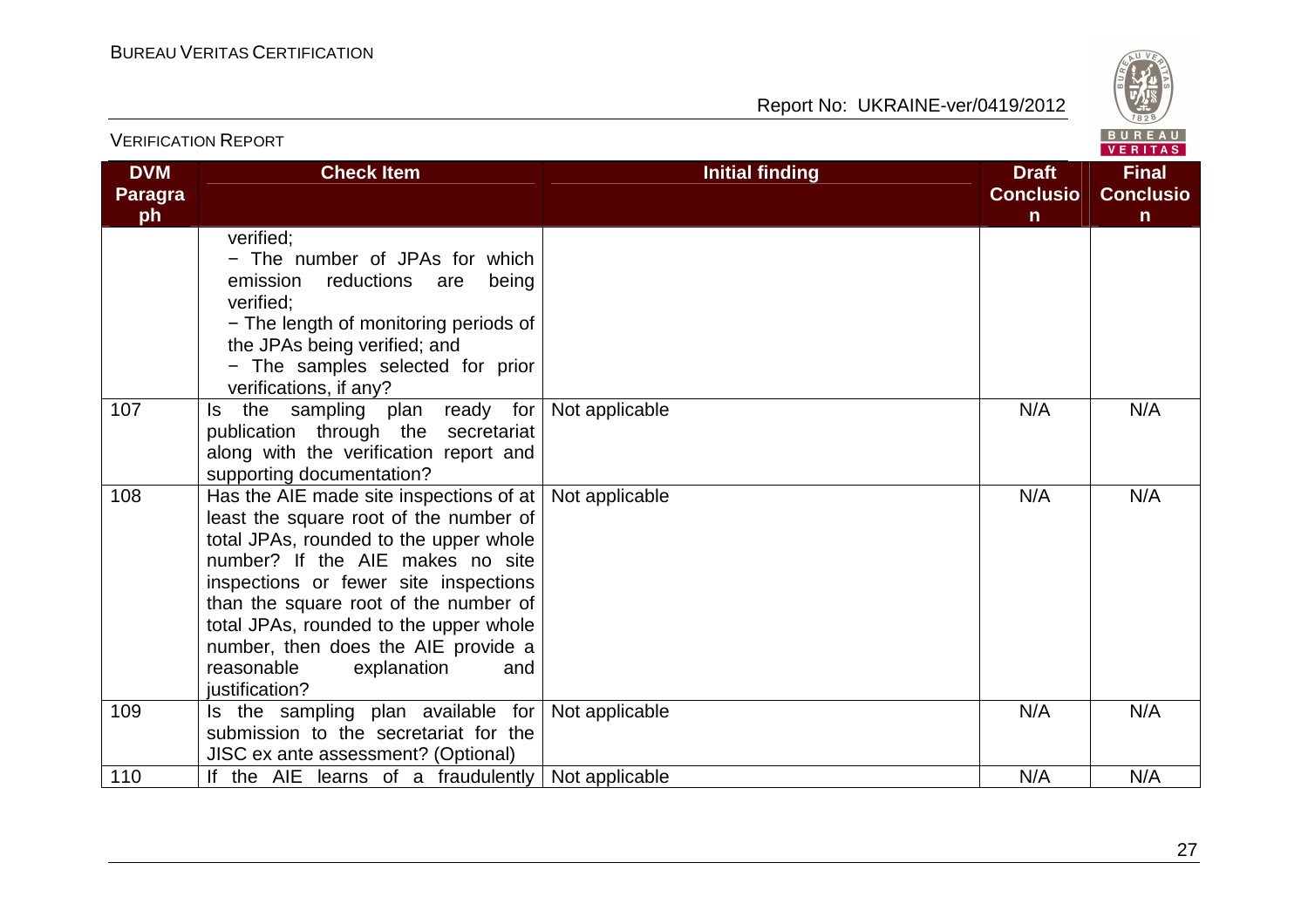| DVM Paragraph | Check Item | Initial finding | Draft Conclusion | Final Conclusion |
|---|---|---|---|---|
| | verified;<br>− The number of JPAs for which emission reductions are being verified;<br>− The length of monitoring periods of the JPAs being verified; and<br>− The samples selected for prior verifications, if any? | | | |
| 107 | Is the sampling plan ready for publication through the secretariat along with the verification report and supporting documentation? | Not applicable | N/A | N/A |
| 108 | Has the AIE made site inspections of at least the square root of the number of total JPAs, rounded to the upper whole number? If the AIE makes no site inspections or fewer site inspections than the square root of the number of total JPAs, rounded to the upper whole number, then does the AIE provide a reasonable explanation and justification? | Not applicable | N/A | N/A |
| 109 | Is the sampling plan available for submission to the secretariat for the JISC ex ante assessment? (Optional) | Not applicable | N/A | N/A |
| 110 | If the AIE learns of a fraudulently | Not applicable | N/A | N/A |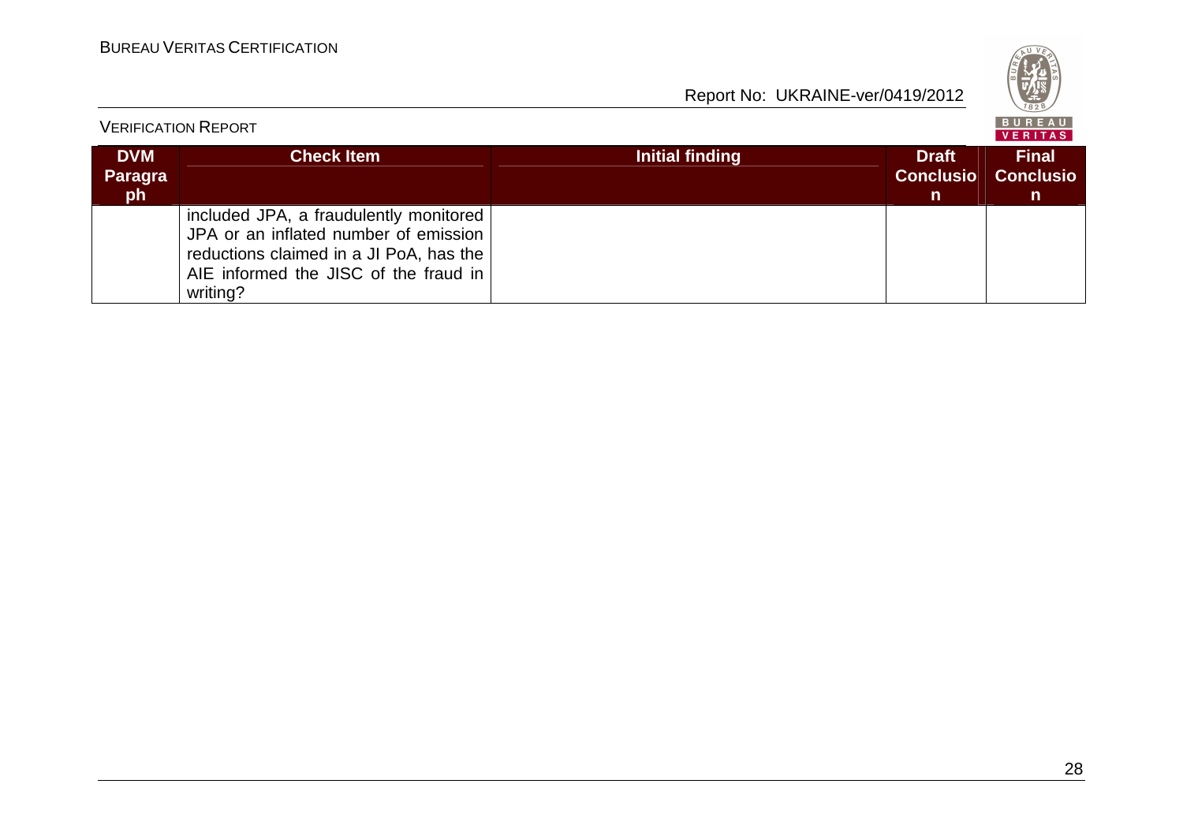| DVM Paragraph | Check Item | Initial finding | Draft Conclusion | Final Conclusion |
|---|---|---|---|---|
| | included JPA, a fraudulently monitored JPA or an inflated number of emission reductions claimed in a JI PoA, has the AIE informed the JISC of the fraud in writing? | | | |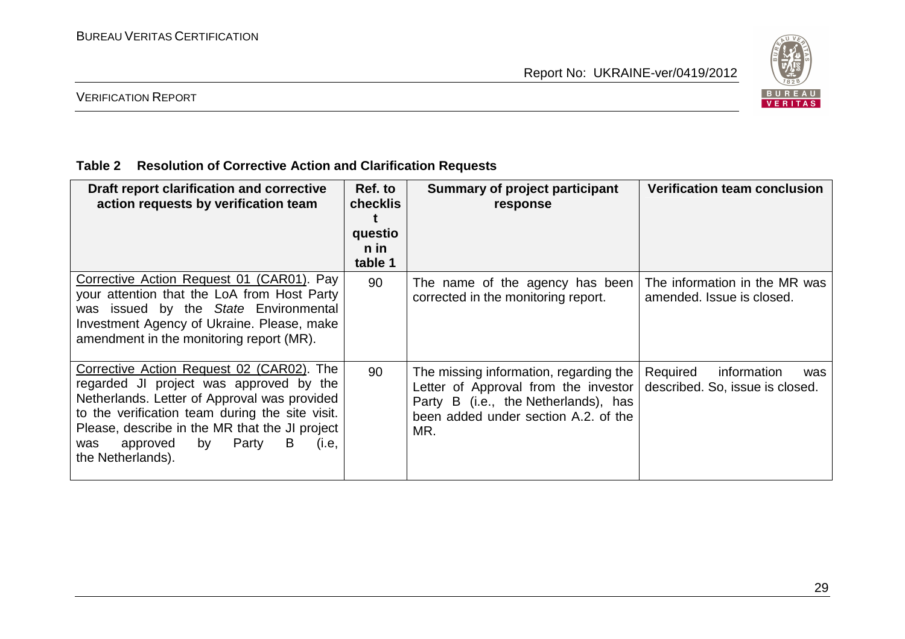**Table 2 Resolution of Corrective Action and Clarification Requests**

| Draft report clarification and corrective action requests by verification team | Ref. to checklist question in table 1 | Summary of project participant response | Verification team conclusion |
|---|---|---|---|
| Corrective Action Request 01 (CAR01). Pay your attention that the LoA from Host Party was issued by the *State* Environmental Investment Agency of Ukraine. Please, make amendment in the monitoring report (MR). | 90 | The name of the agency has been corrected in the monitoring report. | The information in the MR was amended. Issue is closed. |
| Corrective Action Request 02 (CAR02). The regarded JI project was approved by the Netherlands. Letter of Approval was provided to the verification team during the site visit. Please, describe in the MR that the JI project was approved by Party B (i.e, the Netherlands). | 90 | The missing information, regarding the Letter of Approval from the investor Party B (i.e., the Netherlands), has been added under section A.2. of the MR. | Required information was described. So, issue is closed. |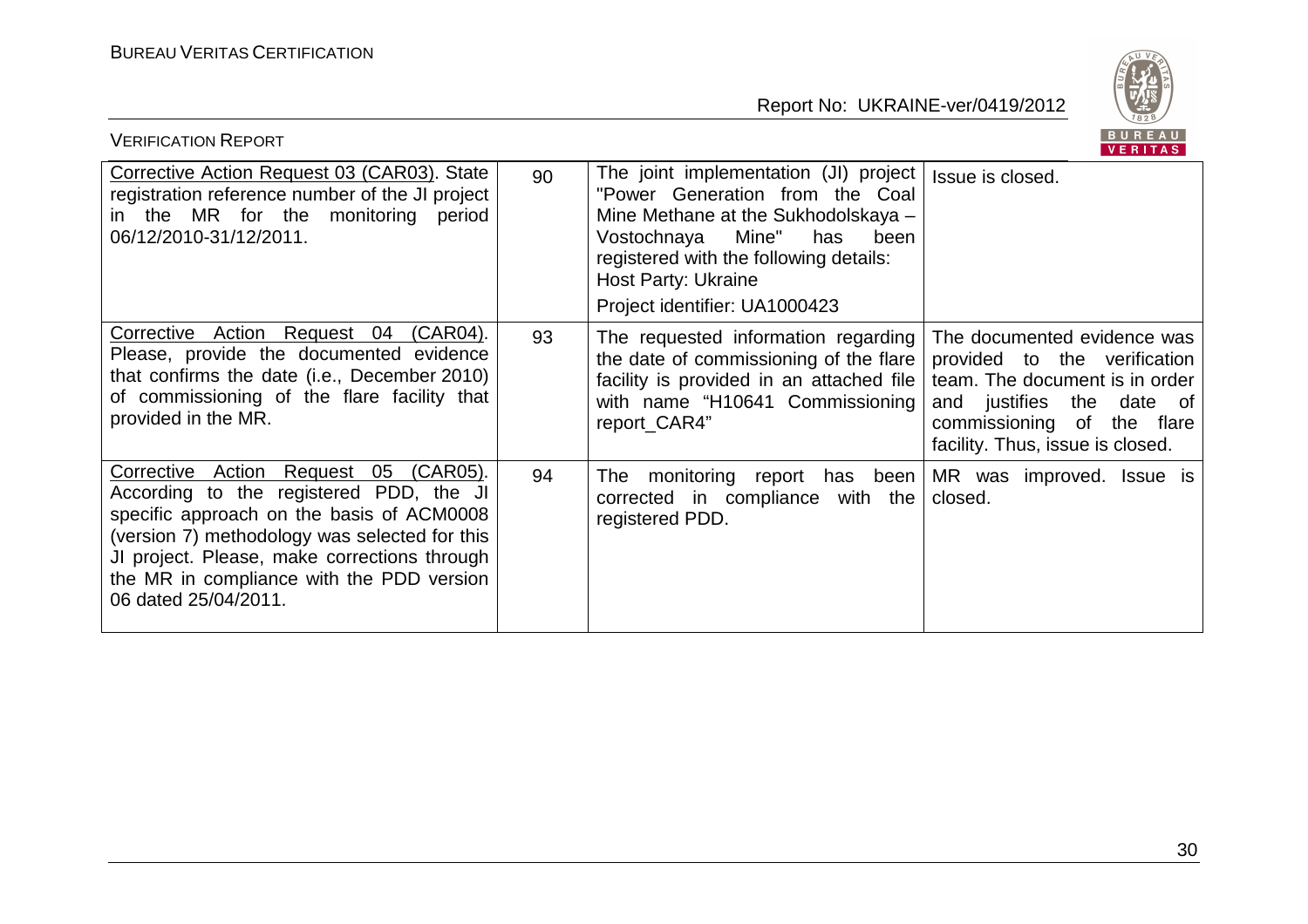| Corrective Action Request 03 (CAR03). State registration reference number of the JI project in the MR for the monitoring period 06/12/2010-31/12/2011. | 90 | The joint implementation (JI) project "Power Generation from the Coal Mine Methane at the Sukhodolskaya – Vostochnaya Mine" has been registered with the following details:<br>Host Party: Ukraine<br>Project identifier: UA1000423 | Issue is closed. |
|---|---|---|---|
| Corrective Action Request 04 (CAR04). Please, provide the documented evidence that confirms the date (i.e., December 2010) of commissioning of the flare facility that provided in the MR. | 93 | The requested information regarding the date of commissioning of the flare facility is provided in an attached file with name "H10641 Commissioning report_CAR4" | The documented evidence was provided to the verification team. The document is in order and justifies the date of commissioning of the flare facility. Thus, issue is closed. |
| Corrective Action Request 05 (CAR05). According to the registered PDD, the JI specific approach on the basis of ACM0008 (version 7) methodology was selected for this JI project. Please, make corrections through the MR in compliance with the PDD version 06 dated 25/04/2011. | 94 | The monitoring report has been corrected in compliance with the registered PDD. | MR was improved. Issue is closed. |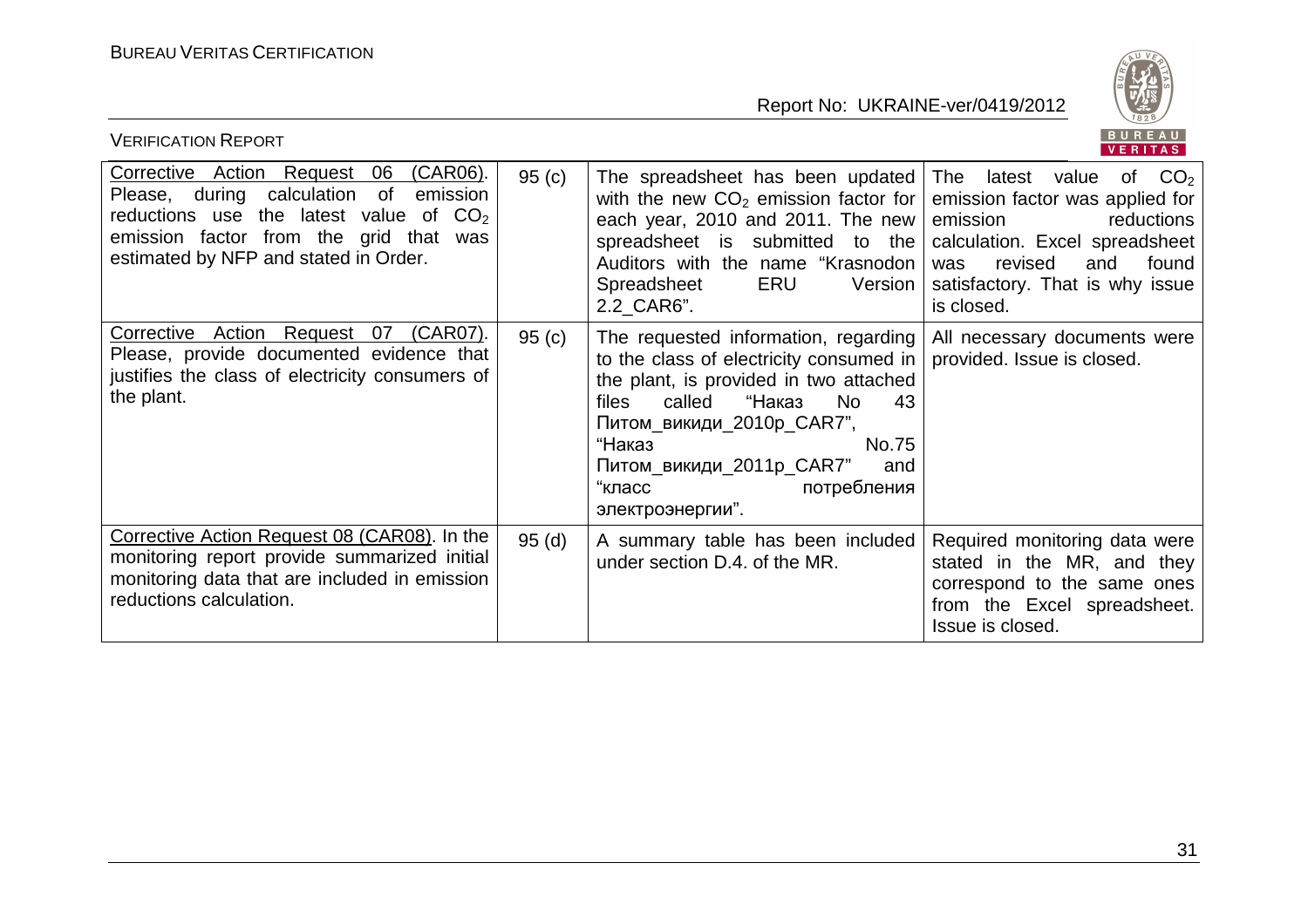| Corrective Action Request 06 (CAR06). Please, during calculation of emission reductions use the latest value of $CO_2$ emission factor from the grid that was estimated by NFP and stated in Order. | 95 (c) | The spreadsheet has been updated with the new $CO_2$ emission factor for each year, 2010 and 2011. The new spreadsheet is submitted to the Auditors with the name "Krasnodon Spreadsheet ERU Version 2.2_CAR6". | The latest value of $CO_2$ emission factor was applied for emission reductions calculation. Excel spreadsheet was revised and found satisfactory. That is why issue is closed. |
|---|---|---|---|
| Corrective Action Request 07 (CAR07). Please, provide documented evidence that justifies the class of electricity consumers of the plant. | 95 (c) | The requested information, regarding to the class of electricity consumed in the plant, is provided in two attached files called "Наказ No 43 Питом_викиди_2010р_CAR7", "Наказ No.75 Питом_викиди_2011р_CAR7" and "класс потребления электроэнергии". | All necessary documents were provided. Issue is closed. |
| Corrective Action Request 08 (CAR08). In the monitoring report provide summarized initial monitoring data that are included in emission reductions calculation. | 95 (d) | A summary table has been included under section D.4. of the MR. | Required monitoring data were stated in the MR, and they correspond to the same ones from the Excel spreadsheet. Issue is closed. |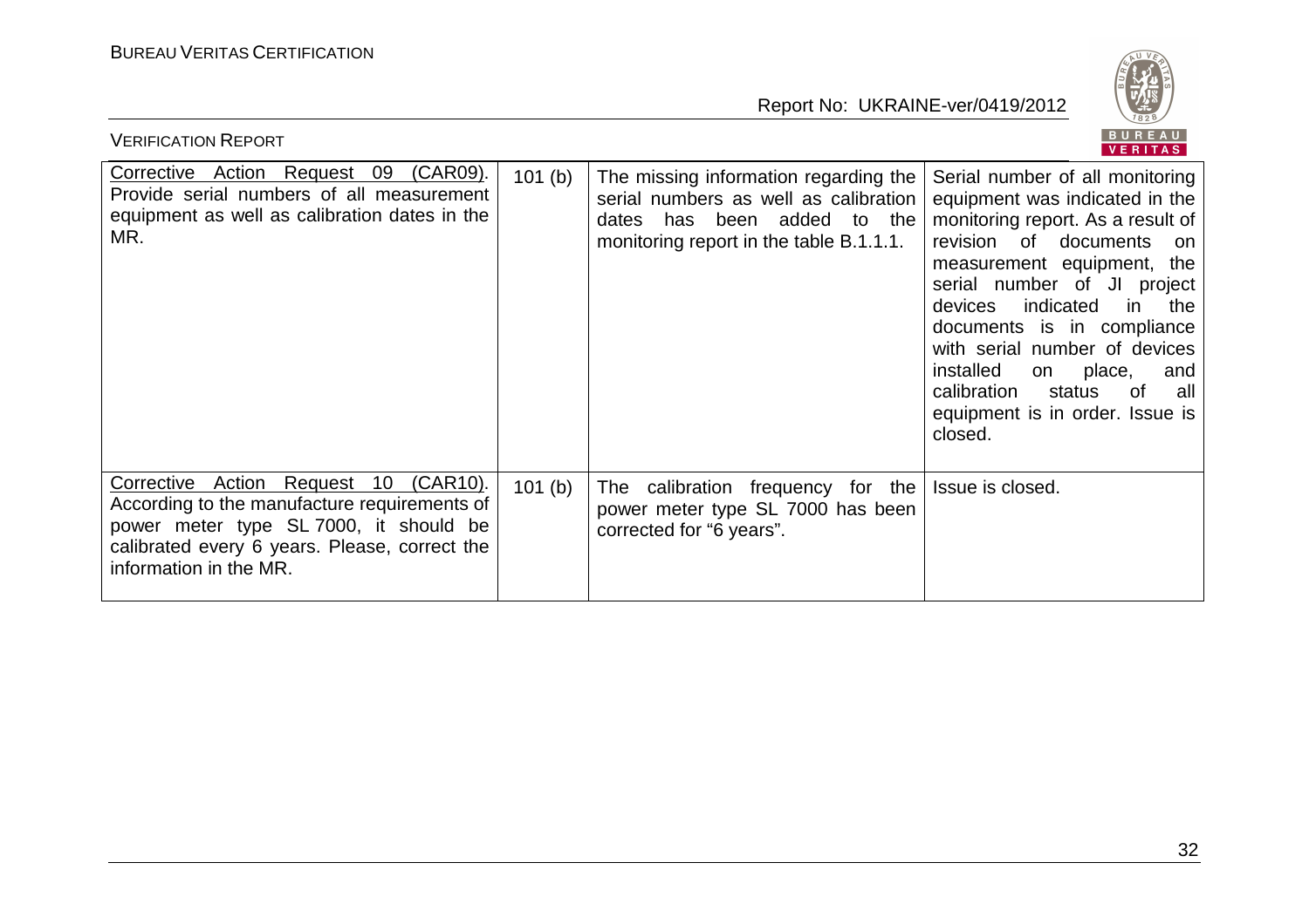| Corrective Action Request 09 (CAR09). Provide serial numbers of all measurement equipment as well as calibration dates in the MR. | 101 (b) | The missing information regarding the serial numbers as well as calibration dates has been added to the monitoring report in the table B.1.1.1. | Serial number of all monitoring equipment was indicated in the monitoring report. As a result of revision of documents on measurement equipment, the serial number of JI project devices indicated in the documents is in compliance with serial number of devices installed on place, and calibration status of all equipment is in order. Issue is closed. |
|---|---|---|---|
| Corrective Action Request 10 (CAR10). According to the manufacture requirements of power meter type SL 7000, it should be calibrated every 6 years. Please, correct the information in the MR. | 101 (b) | The calibration frequency for the power meter type SL 7000 has been corrected for "6 years". | Issue is closed. |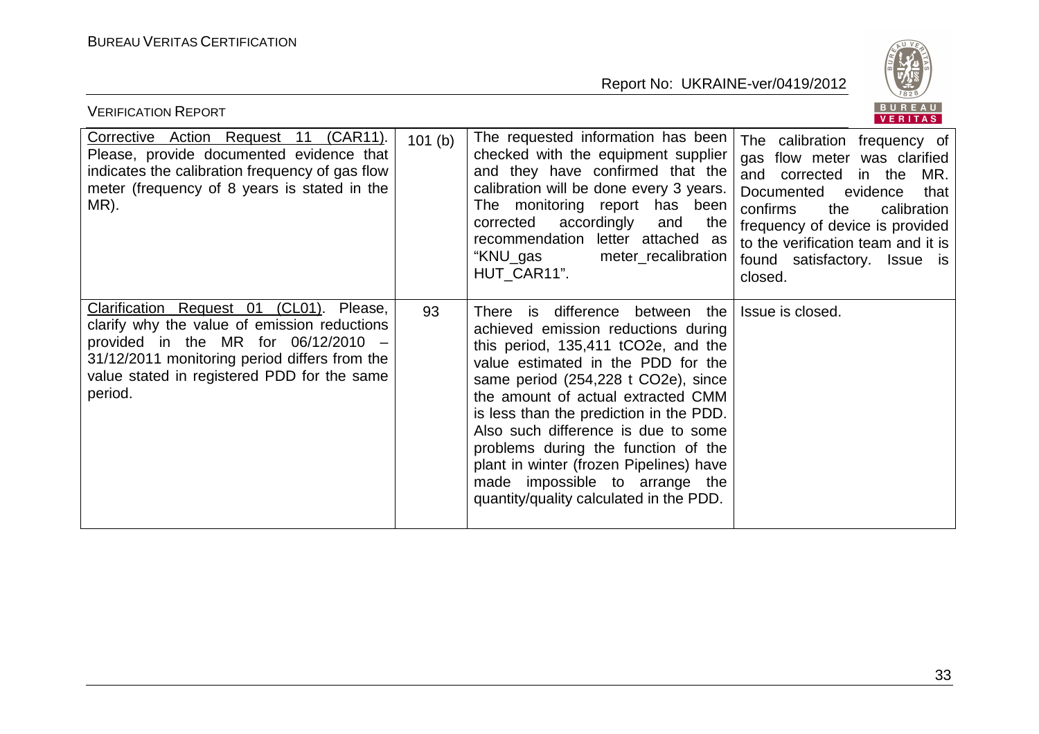| | | | |
|---|---|---|---|
| Corrective Action Request 11 (CAR11). Please, provide documented evidence that indicates the calibration frequency of gas flow meter (frequency of 8 years is stated in the MR). | 101 (b) | The requested information has been checked with the equipment supplier and they have confirmed that the calibration will be done every 3 years. The monitoring report has been corrected accordingly and the recommendation letter attached as "KNU_gas meter_recalibration HUT_CAR11". | The calibration frequency of gas flow meter was clarified and corrected in the MR. Documented evidence that confirms the calibration frequency of device is provided to the verification team and it is found satisfactory. Issue is closed. |
| Clarification Request 01 (CL01). Please, clarify why the value of emission reductions provided in the MR for 06/12/2010 – 31/12/2011 monitoring period differs from the value stated in registered PDD for the same period. | 93 | There is difference between the achieved emission reductions during this period, 135,411 tCO2e, and the value estimated in the PDD for the same period (254,228 t CO2e), since the amount of actual extracted CMM is less than the prediction in the PDD. Also such difference is due to some problems during the function of the plant in winter (frozen Pipelines) have made impossible to arrange the quantity/quality calculated in the PDD. | Issue is closed. |